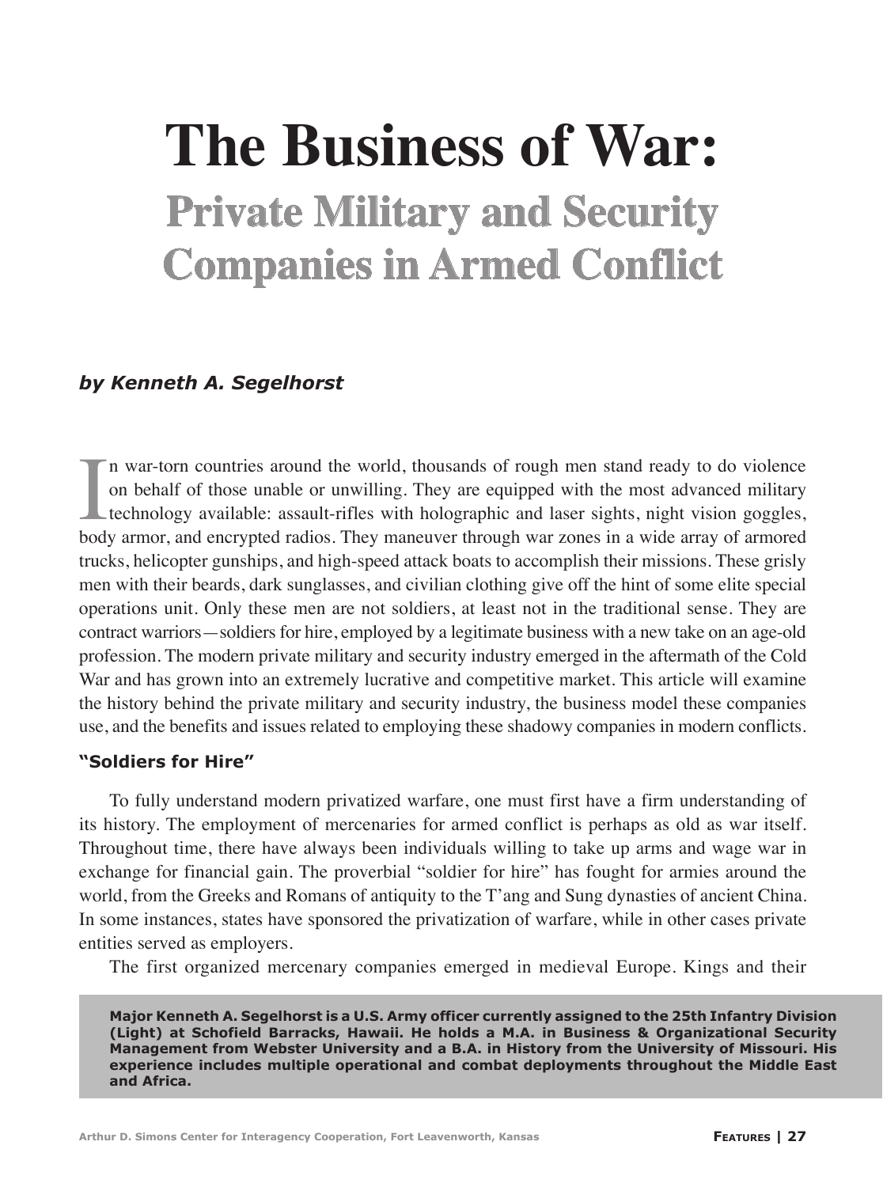# The Business of War:

## Private Military and Security Companies in Armed Conflict

***by Kenneth A. Segelhorst***

In war-torn countries around the world, thousands of rough men stand ready to do violence on behalf of those unable or unwilling. They are equipped with the most advanced military technology available: assault-rifles with holographic and laser sights, night vision goggles, body armor, and encrypted radios. They maneuver through war zones in a wide array of armored trucks, helicopter gunships, and high-speed attack boats to accomplish their missions. These grisly men with their beards, dark sunglasses, and civilian clothing give off the hint of some elite special operations unit. Only these men are not soldiers, at least not in the traditional sense. They are contract warriors—soldiers for hire, employed by a legitimate business with a new take on an age-old profession. The modern private military and security industry emerged in the aftermath of the Cold War and has grown into an extremely lucrative and competitive market. This article will examine the history behind the private military and security industry, the business model these companies use, and the benefits and issues related to employing these shadowy companies in modern conflicts.

### "Soldiers for Hire"

To fully understand modern privatized warfare, one must first have a firm understanding of its history. The employment of mercenaries for armed conflict is perhaps as old as war itself. Throughout time, there have always been individuals willing to take up arms and wage war in exchange for financial gain. The proverbial "soldier for hire" has fought for armies around the world, from the Greeks and Romans of antiquity to the T'ang and Sung dynasties of ancient China. In some instances, states have sponsored the privatization of warfare, while in other cases private entities served as employers.

The first organized mercenary companies emerged in medieval Europe. Kings and their

**Major Kenneth A. Segelhorst is a U.S. Army officer currently assigned to the 25th Infantry Division (Light) at Schofield Barracks, Hawaii. He holds a M.A. in Business & Organizational Security Management from Webster University and a B.A. in History from the University of Missouri. His experience includes multiple operational and combat deployments throughout the Middle East and Africa.**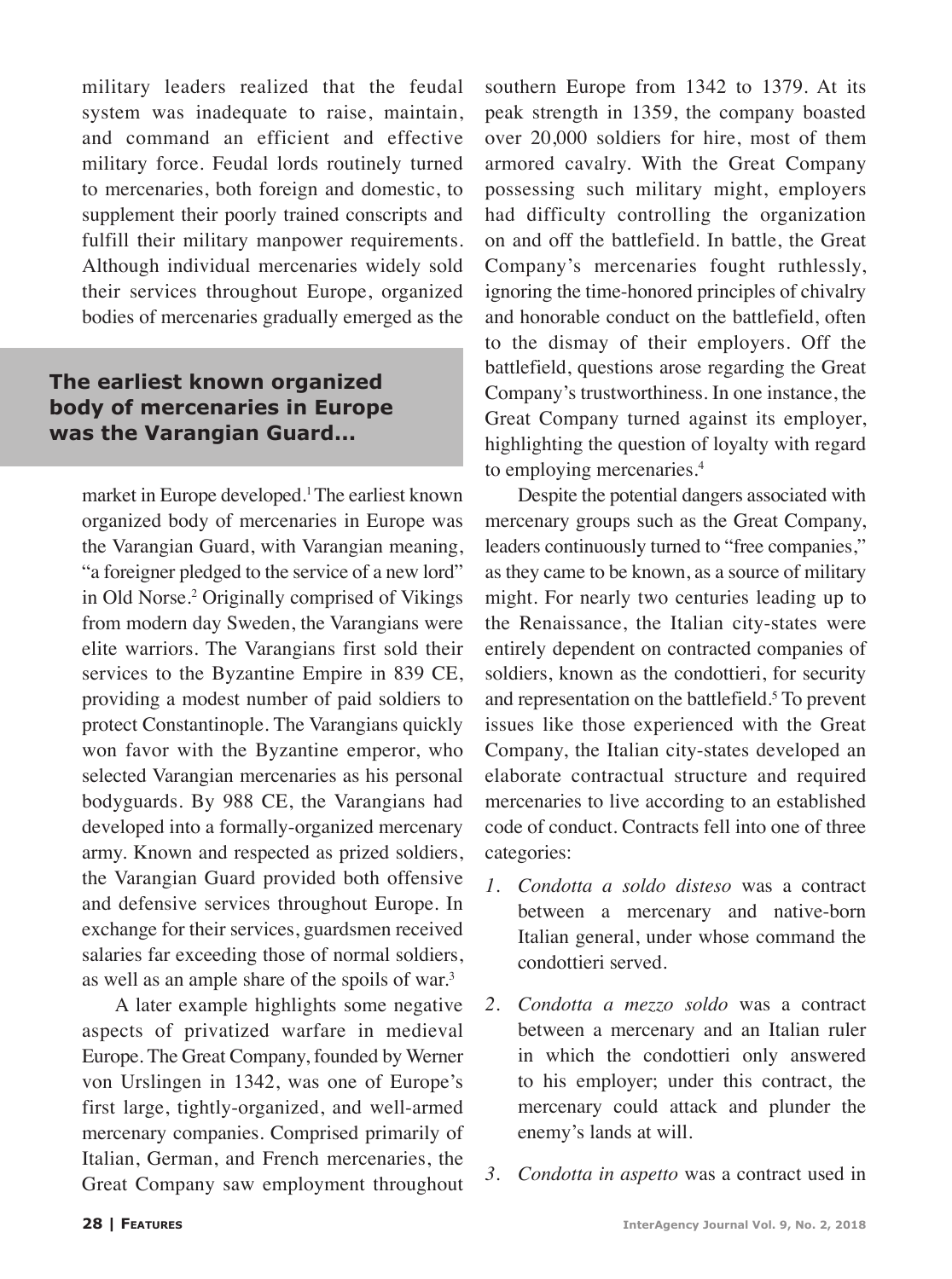military leaders realized that the feudal system was inadequate to raise, maintain, and command an efficient and effective military force. Feudal lords routinely turned to mercenaries, both foreign and domestic, to supplement their poorly trained conscripts and fulfill their military manpower requirements. Although individual mercenaries widely sold their services throughout Europe, organized bodies of mercenaries gradually emerged as the

**The earliest known organized body of mercenaries in Europe was the Varangian Guard...**

market in Europe developed.[1] The earliest known organized body of mercenaries in Europe was the Varangian Guard, with Varangian meaning, "a foreigner pledged to the service of a new lord" in Old Norse.[2] Originally comprised of Vikings from modern day Sweden, the Varangians were elite warriors. The Varangians first sold their services to the Byzantine Empire in 839 CE, providing a modest number of paid soldiers to protect Constantinople. The Varangians quickly won favor with the Byzantine emperor, who selected Varangian mercenaries as his personal bodyguards. By 988 CE, the Varangians had developed into a formally-organized mercenary army. Known and respected as prized soldiers, the Varangian Guard provided both offensive and defensive services throughout Europe. In exchange for their services, guardsmen received salaries far exceeding those of normal soldiers, as well as an ample share of the spoils of war.[3]

A later example highlights some negative aspects of privatized warfare in medieval Europe. The Great Company, founded by Werner von Urslingen in 1342, was one of Europe's first large, tightly-organized, and well-armed mercenary companies. Comprised primarily of Italian, German, and French mercenaries, the Great Company saw employment throughout southern Europe from 1342 to 1379. At its peak strength in 1359, the company boasted over 20,000 soldiers for hire, most of them armored cavalry. With the Great Company possessing such military might, employers had difficulty controlling the organization on and off the battlefield. In battle, the Great Company's mercenaries fought ruthlessly, ignoring the time-honored principles of chivalry and honorable conduct on the battlefield, often to the dismay of their employers. Off the battlefield, questions arose regarding the Great Company's trustworthiness. In one instance, the Great Company turned against its employer, highlighting the question of loyalty with regard to employing mercenaries.[4]

Despite the potential dangers associated with mercenary groups such as the Great Company, leaders continuously turned to "free companies," as they came to be known, as a source of military might. For nearly two centuries leading up to the Renaissance, the Italian city-states were entirely dependent on contracted companies of soldiers, known as the condottieri, for security and representation on the battlefield.[5] To prevent issues like those experienced with the Great Company, the Italian city-states developed an elaborate contractual structure and required mercenaries to live according to an established code of conduct. Contracts fell into one of three categories:

1. *Condotta a soldo disteso* was a contract between a mercenary and native-born Italian general, under whose command the condottieri served.
2. *Condotta a mezzo soldo* was a contract between a mercenary and an Italian ruler in which the condottieri only answered to his employer; under this contract, the mercenary could attack and plunder the enemy's lands at will.
3. *Condotta in aspetto* was a contract used in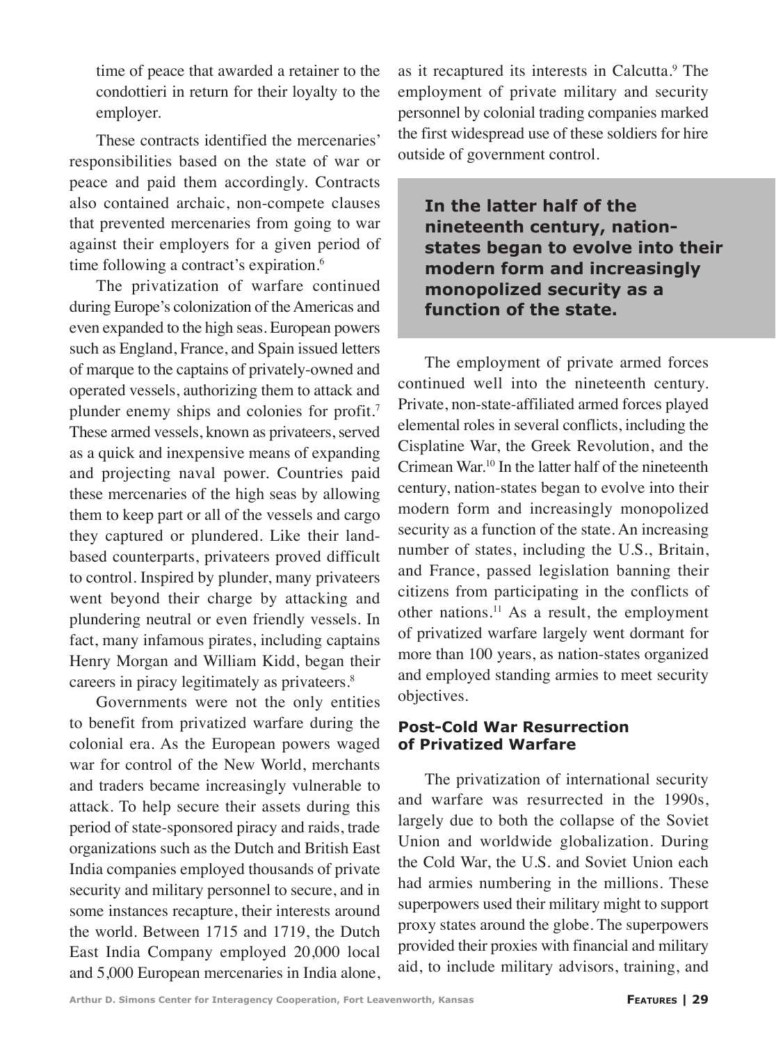time of peace that awarded a retainer to the condottieri in return for their loyalty to the employer.

These contracts identified the mercenaries' responsibilities based on the state of war or peace and paid them accordingly. Contracts also contained archaic, non-compete clauses that prevented mercenaries from going to war against their employers for a given period of time following a contract's expiration.[6]

The privatization of warfare continued during Europe's colonization of the Americas and even expanded to the high seas. European powers such as England, France, and Spain issued letters of marque to the captains of privately-owned and operated vessels, authorizing them to attack and plunder enemy ships and colonies for profit.[7] These armed vessels, known as privateers, served as a quick and inexpensive means of expanding and projecting naval power. Countries paid these mercenaries of the high seas by allowing them to keep part or all of the vessels and cargo they captured or plundered. Like their land-based counterparts, privateers proved difficult to control. Inspired by plunder, many privateers went beyond their charge by attacking and plundering neutral or even friendly vessels. In fact, many infamous pirates, including captains Henry Morgan and William Kidd, began their careers in piracy legitimately as privateers.[8]

Governments were not the only entities to benefit from privatized warfare during the colonial era. As the European powers waged war for control of the New World, merchants and traders became increasingly vulnerable to attack. To help secure their assets during this period of state-sponsored piracy and raids, trade organizations such as the Dutch and British East India companies employed thousands of private security and military personnel to secure, and in some instances recapture, their interests around the world. Between 1715 and 1719, the Dutch East India Company employed 20,000 local and 5,000 European mercenaries in India alone, as it recaptured its interests in Calcutta.[9] The employment of private military and security personnel by colonial trading companies marked the first widespread use of these soldiers for hire outside of government control.

> **In the latter half of the nineteenth century, nation-states began to evolve into their modern form and increasingly monopolized security as a function of the state.**

The employment of private armed forces continued well into the nineteenth century. Private, non-state-affiliated armed forces played elemental roles in several conflicts, including the Cisplatine War, the Greek Revolution, and the Crimean War.[10] In the latter half of the nineteenth century, nation-states began to evolve into their modern form and increasingly monopolized security as a function of the state. An increasing number of states, including the U.S., Britain, and France, passed legislation banning their citizens from participating in the conflicts of other nations.[11] As a result, the employment of privatized warfare largely went dormant for more than 100 years, as nation-states organized and employed standing armies to meet security objectives.

## Post-Cold War Resurrection of Privatized Warfare

The privatization of international security and warfare was resurrected in the 1990s, largely due to both the collapse of the Soviet Union and worldwide globalization. During the Cold War, the U.S. and Soviet Union each had armies numbering in the millions. These superpowers used their military might to support proxy states around the globe. The superpowers provided their proxies with financial and military aid, to include military advisors, training, and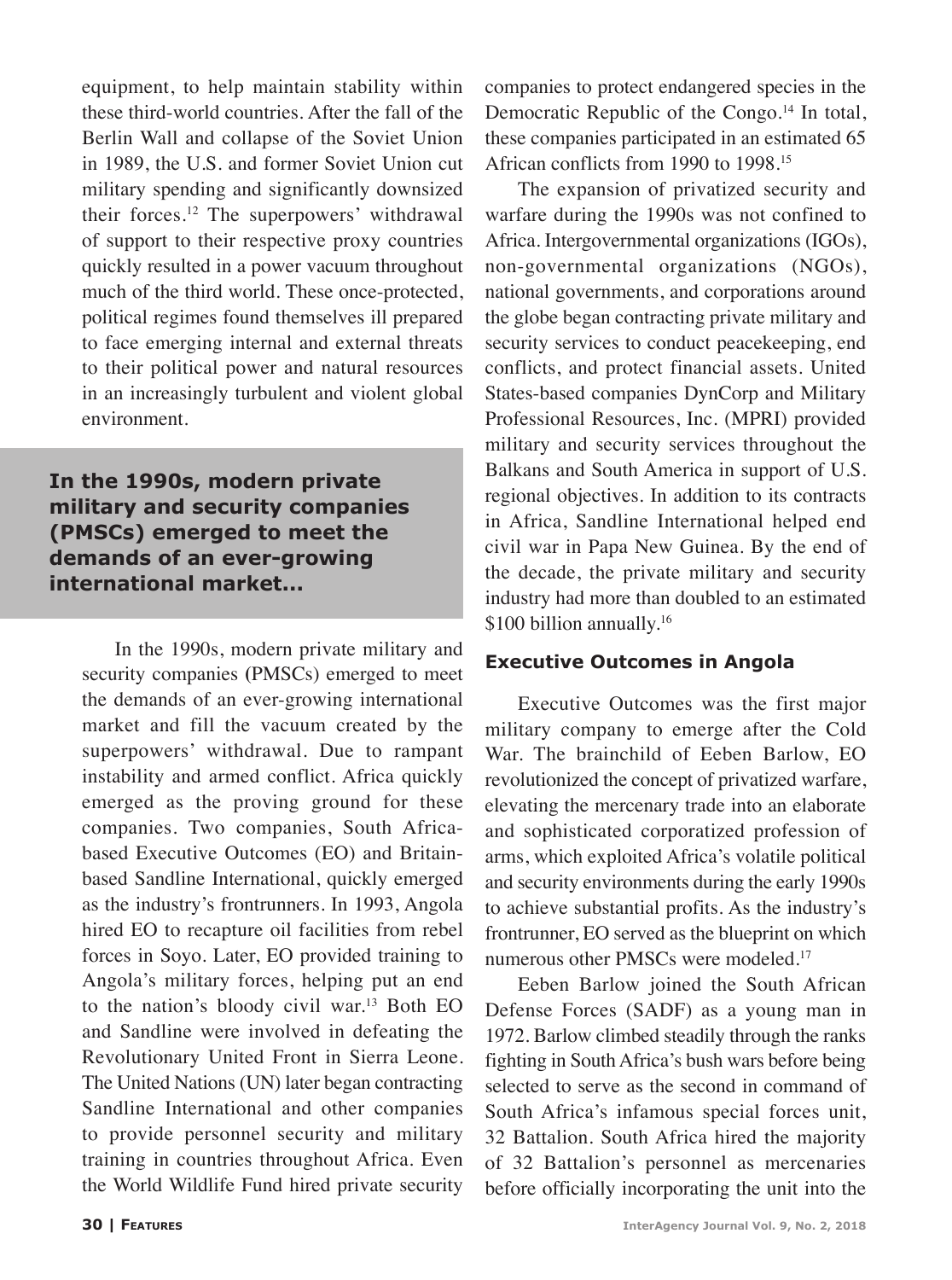equipment, to help maintain stability within these third-world countries. After the fall of the Berlin Wall and collapse of the Soviet Union in 1989, the U.S. and former Soviet Union cut military spending and significantly downsized their forces.[12] The superpowers' withdrawal of support to their respective proxy countries quickly resulted in a power vacuum throughout much of the third world. These once-protected, political regimes found themselves ill prepared to face emerging internal and external threats to their political power and natural resources in an increasingly turbulent and violent global environment.

**In the 1990s, modern private military and security companies (PMSCs) emerged to meet the demands of an ever-growing international market...**

In the 1990s, modern private military and security companies (PMSCs) emerged to meet the demands of an ever-growing international market and fill the vacuum created by the superpowers' withdrawal. Due to rampant instability and armed conflict. Africa quickly emerged as the proving ground for these companies. Two companies, South Africa-based Executive Outcomes (EO) and Britain-based Sandline International, quickly emerged as the industry's frontrunners. In 1993, Angola hired EO to recapture oil facilities from rebel forces in Soyo. Later, EO provided training to Angola's military forces, helping put an end to the nation's bloody civil war.[13] Both EO and Sandline were involved in defeating the Revolutionary United Front in Sierra Leone. The United Nations (UN) later began contracting Sandline International and other companies to provide personnel security and military training in countries throughout Africa. Even the World Wildlife Fund hired private security companies to protect endangered species in the Democratic Republic of the Congo.[14] In total, these companies participated in an estimated 65 African conflicts from 1990 to 1998.[15]

The expansion of privatized security and warfare during the 1990s was not confined to Africa. Intergovernmental organizations (IGOs), non-governmental organizations (NGOs), national governments, and corporations around the globe began contracting private military and security services to conduct peacekeeping, end conflicts, and protect financial assets. United States-based companies DynCorp and Military Professional Resources, Inc. (MPRI) provided military and security services throughout the Balkans and South America in support of U.S. regional objectives. In addition to its contracts in Africa, Sandline International helped end civil war in Papa New Guinea. By the end of the decade, the private military and security industry had more than doubled to an estimated $100 billion annually.[16]

### Executive Outcomes in Angola

Executive Outcomes was the first major military company to emerge after the Cold War. The brainchild of Eeben Barlow, EO revolutionized the concept of privatized warfare, elevating the mercenary trade into an elaborate and sophisticated corporatized profession of arms, which exploited Africa's volatile political and security environments during the early 1990s to achieve substantial profits. As the industry's frontrunner, EO served as the blueprint on which numerous other PMSCs were modeled.[17]

Eeben Barlow joined the South African Defense Forces (SADF) as a young man in 1972. Barlow climbed steadily through the ranks fighting in South Africa's bush wars before being selected to serve as the second in command of South Africa's infamous special forces unit, 32 Battalion. South Africa hired the majority of 32 Battalion's personnel as mercenaries before officially incorporating the unit into the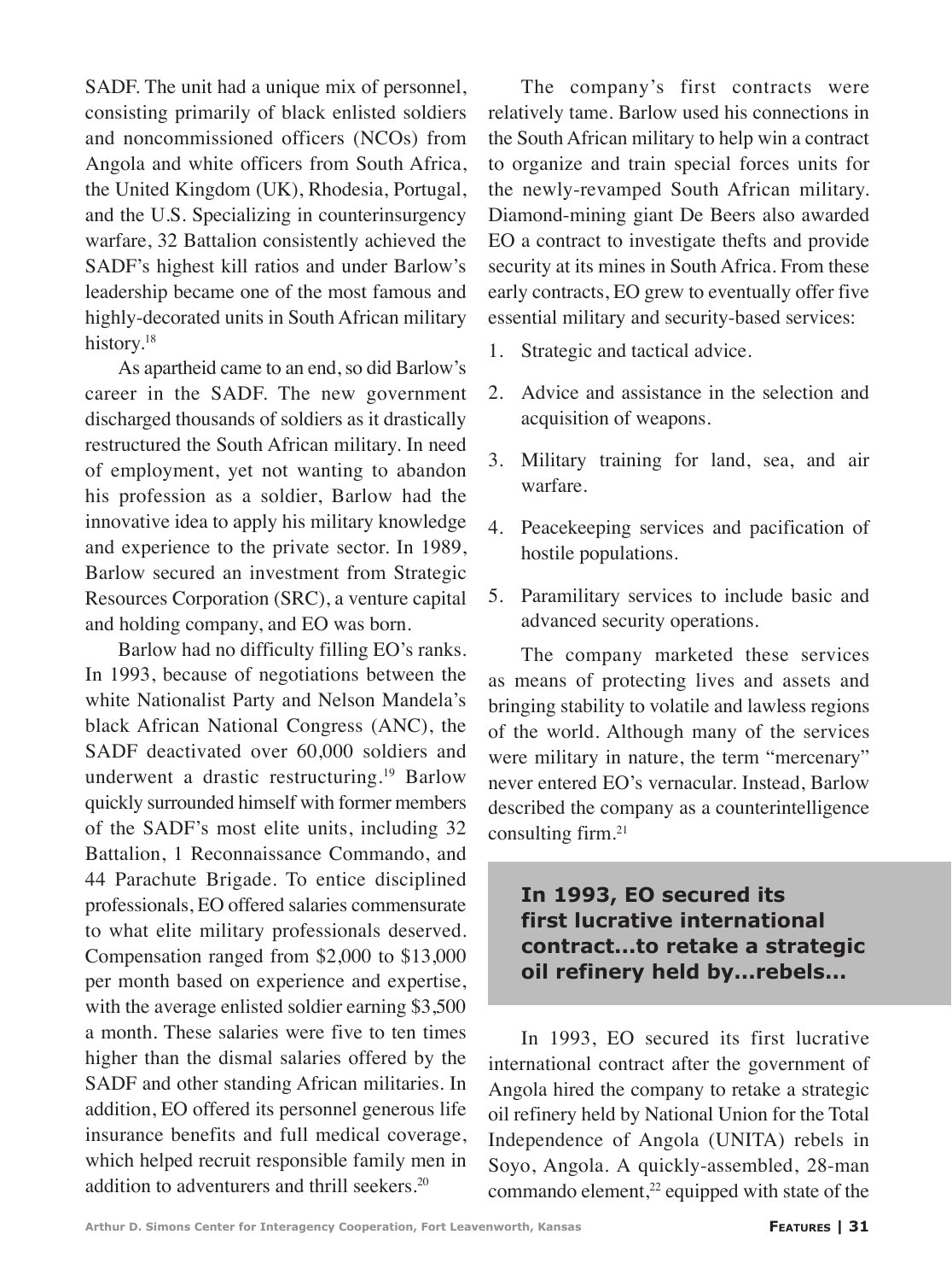SADF. The unit had a unique mix of personnel, consisting primarily of black enlisted soldiers and noncommissioned officers (NCOs) from Angola and white officers from South Africa, the United Kingdom (UK), Rhodesia, Portugal, and the U.S. Specializing in counterinsurgency warfare, 32 Battalion consistently achieved the SADF's highest kill ratios and under Barlow's leadership became one of the most famous and highly-decorated units in South African military history.[18]

As apartheid came to an end, so did Barlow's career in the SADF. The new government discharged thousands of soldiers as it drastically restructured the South African military. In need of employment, yet not wanting to abandon his profession as a soldier, Barlow had the innovative idea to apply his military knowledge and experience to the private sector. In 1989, Barlow secured an investment from Strategic Resources Corporation (SRC), a venture capital and holding company, and EO was born.

Barlow had no difficulty filling EO's ranks. In 1993, because of negotiations between the white Nationalist Party and Nelson Mandela's black African National Congress (ANC), the SADF deactivated over 60,000 soldiers and underwent a drastic restructuring.[19] Barlow quickly surrounded himself with former members of the SADF's most elite units, including 32 Battalion, 1 Reconnaissance Commando, and 44 Parachute Brigade. To entice disciplined professionals, EO offered salaries commensurate to what elite military professionals deserved. Compensation ranged from $2,000 to $13,000 per month based on experience and expertise, with the average enlisted soldier earning $3,500 a month. These salaries were five to ten times higher than the dismal salaries offered by the SADF and other standing African militaries. In addition, EO offered its personnel generous life insurance benefits and full medical coverage, which helped recruit responsible family men in addition to adventurers and thrill seekers.[20]

The company's first contracts were relatively tame. Barlow used his connections in the South African military to help win a contract to organize and train special forces units for the newly-revamped South African military. Diamond-mining giant De Beers also awarded EO a contract to investigate thefts and provide security at its mines in South Africa. From these early contracts, EO grew to eventually offer five essential military and security-based services:

1. Strategic and tactical advice.
2. Advice and assistance in the selection and acquisition of weapons.
3. Military training for land, sea, and air warfare.
4. Peacekeeping services and pacification of hostile populations.
5. Paramilitary services to include basic and advanced security operations.

The company marketed these services as means of protecting lives and assets and bringing stability to volatile and lawless regions of the world. Although many of the services were military in nature, the term "mercenary" never entered EO's vernacular. Instead, Barlow described the company as a counterintelligence consulting firm.[21]

> **In 1993, EO secured its first lucrative international contract...to retake a strategic oil refinery held by...rebels...**

In 1993, EO secured its first lucrative international contract after the government of Angola hired the company to retake a strategic oil refinery held by National Union for the Total Independence of Angola (UNITA) rebels in Soyo, Angola. A quickly-assembled, 28-man commando element,[22] equipped with state of the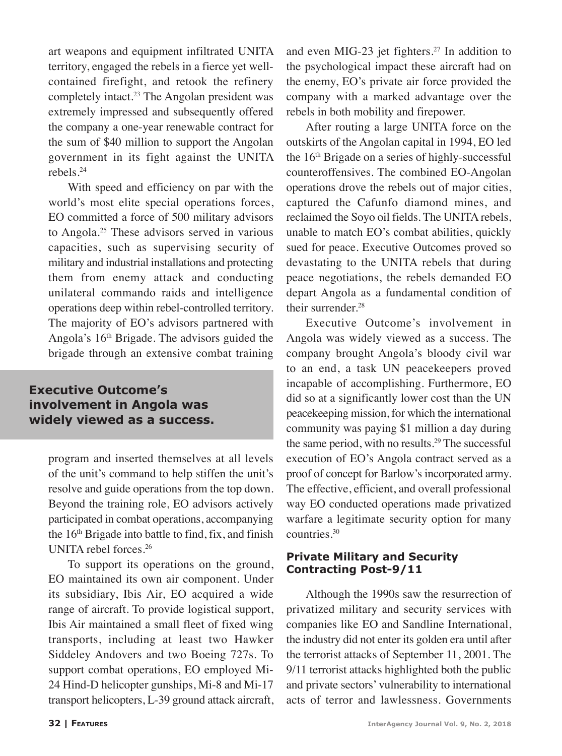art weapons and equipment infiltrated UNITA territory, engaged the rebels in a fierce yet well-contained firefight, and retook the refinery completely intact.[23] The Angolan president was extremely impressed and subsequently offered the company a one-year renewable contract for the sum of $40 million to support the Angolan government in its fight against the UNITA rebels.[24]

With speed and efficiency on par with the world's most elite special operations forces, EO committed a force of 500 military advisors to Angola.[25] These advisors served in various capacities, such as supervising security of military and industrial installations and protecting them from enemy attack and conducting unilateral commando raids and intelligence operations deep within rebel-controlled territory. The majority of EO's advisors partnered with Angola's 16th Brigade. The advisors guided the brigade through an extensive combat training program and inserted themselves at all levels of the unit's command to help stiffen the unit's resolve and guide operations from the top down. Beyond the training role, EO advisors actively participated in combat operations, accompanying the 16th Brigade into battle to find, fix, and finish UNITA rebel forces.[26]

**Executive Outcome's involvement in Angola was widely viewed as a success.**

To support its operations on the ground, EO maintained its own air component. Under its subsidiary, Ibis Air, EO acquired a wide range of aircraft. To provide logistical support, Ibis Air maintained a small fleet of fixed wing transports, including at least two Hawker Siddeley Andovers and two Boeing 727s. To support combat operations, EO employed Mi-24 Hind-D helicopter gunships, Mi-8 and Mi-17 transport helicopters, L-39 ground attack aircraft, and even MIG-23 jet fighters.[27] In addition to the psychological impact these aircraft had on the enemy, EO's private air force provided the company with a marked advantage over the rebels in both mobility and firepower.

After routing a large UNITA force on the outskirts of the Angolan capital in 1994, EO led the 16th Brigade on a series of highly-successful counteroffensives. The combined EO-Angolan operations drove the rebels out of major cities, captured the Cafunfo diamond mines, and reclaimed the Soyo oil fields. The UNITA rebels, unable to match EO's combat abilities, quickly sued for peace. Executive Outcomes proved so devastating to the UNITA rebels that during peace negotiations, the rebels demanded EO depart Angola as a fundamental condition of their surrender.[28]

Executive Outcome's involvement in Angola was widely viewed as a success. The company brought Angola's bloody civil war to an end, a task UN peacekeepers proved incapable of accomplishing. Furthermore, EO did so at a significantly lower cost than the UN peacekeeping mission, for which the international community was paying $1 million a day during the same period, with no results.[29] The successful execution of EO's Angola contract served as a proof of concept for Barlow's incorporated army. The effective, efficient, and overall professional way EO conducted operations made privatized warfare a legitimate security option for many countries.[30]

### Private Military and Security Contracting Post-9/11

Although the 1990s saw the resurrection of privatized military and security services with companies like EO and Sandline International, the industry did not enter its golden era until after the terrorist attacks of September 11, 2001. The 9/11 terrorist attacks highlighted both the public and private sectors' vulnerability to international acts of terror and lawlessness. Governments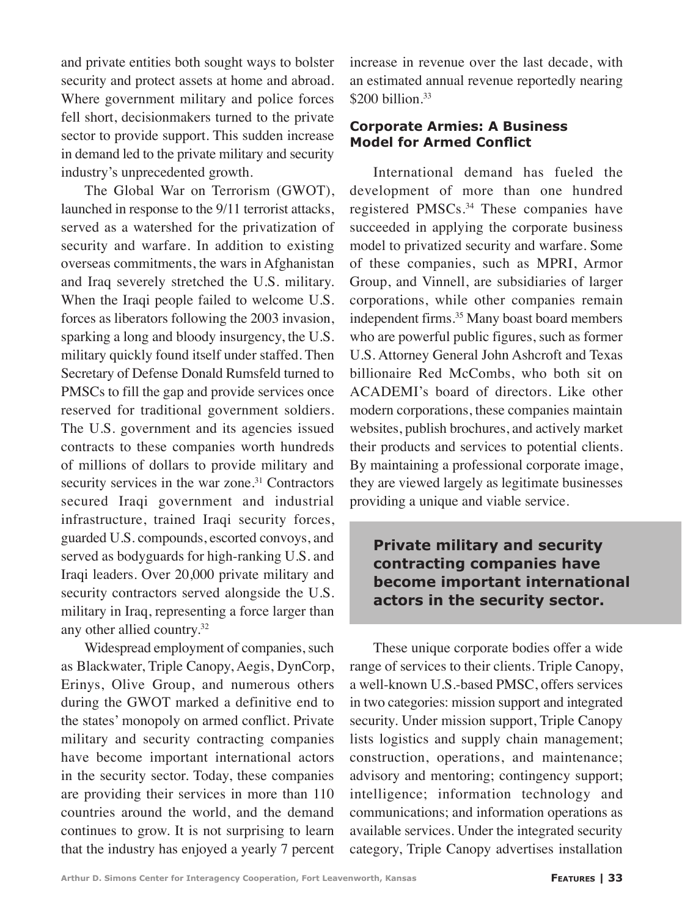and private entities both sought ways to bolster security and protect assets at home and abroad. Where government military and police forces fell short, decisionmakers turned to the private sector to provide support. This sudden increase in demand led to the private military and security industry's unprecedented growth.

The Global War on Terrorism (GWOT), launched in response to the 9/11 terrorist attacks, served as a watershed for the privatization of security and warfare. In addition to existing overseas commitments, the wars in Afghanistan and Iraq severely stretched the U.S. military. When the Iraqi people failed to welcome U.S. forces as liberators following the 2003 invasion, sparking a long and bloody insurgency, the U.S. military quickly found itself under staffed. Then Secretary of Defense Donald Rumsfeld turned to PMSCs to fill the gap and provide services once reserved for traditional government soldiers. The U.S. government and its agencies issued contracts to these companies worth hundreds of millions of dollars to provide military and security services in the war zone.[31] Contractors secured Iraqi government and industrial infrastructure, trained Iraqi security forces, guarded U.S. compounds, escorted convoys, and served as bodyguards for high-ranking U.S. and Iraqi leaders. Over 20,000 private military and security contractors served alongside the U.S. military in Iraq, representing a force larger than any other allied country.[32]

Widespread employment of companies, such as Blackwater, Triple Canopy, Aegis, DynCorp, Erinys, Olive Group, and numerous others during the GWOT marked a definitive end to the states' monopoly on armed conflict. Private military and security contracting companies have become important international actors in the security sector. Today, these companies are providing their services in more than 110 countries around the world, and the demand continues to grow. It is not surprising to learn that the industry has enjoyed a yearly 7 percent increase in revenue over the last decade, with an estimated annual revenue reportedly nearing $200 billion.[33]

### Corporate Armies: A Business Model for Armed Conflict

International demand has fueled the development of more than one hundred registered PMSCs.[34] These companies have succeeded in applying the corporate business model to privatized security and warfare. Some of these companies, such as MPRI, Armor Group, and Vinnell, are subsidiaries of larger corporations, while other companies remain independent firms.[35] Many boast board members who are powerful public figures, such as former U.S. Attorney General John Ashcroft and Texas billionaire Red McCombs, who both sit on ACADEMI's board of directors. Like other modern corporations, these companies maintain websites, publish brochures, and actively market their products and services to potential clients. By maintaining a professional corporate image, they are viewed largely as legitimate businesses providing a unique and viable service.

> **Private military and security contracting companies have become important international actors in the security sector.**

These unique corporate bodies offer a wide range of services to their clients. Triple Canopy, a well-known U.S.-based PMSC, offers services in two categories: mission support and integrated security. Under mission support, Triple Canopy lists logistics and supply chain management; construction, operations, and maintenance; advisory and mentoring; contingency support; intelligence; information technology and communications; and information operations as available services. Under the integrated security category, Triple Canopy advertises installation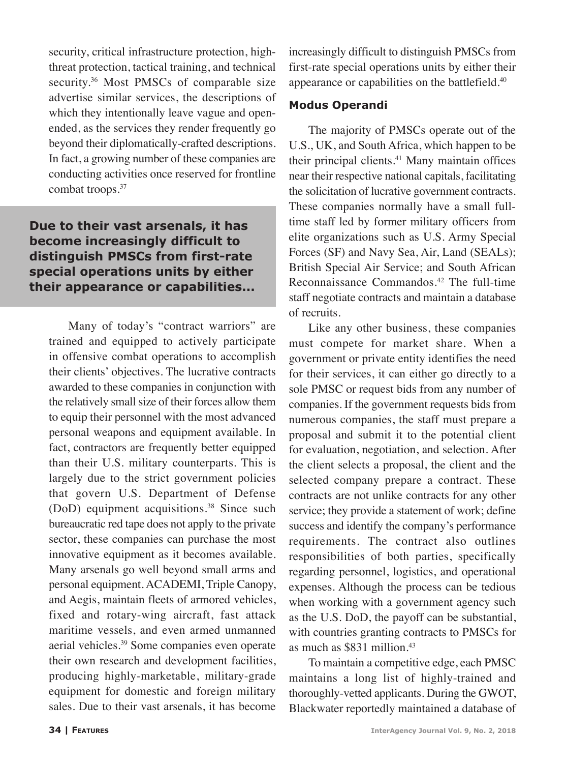security, critical infrastructure protection, high-threat protection, tactical training, and technical security.[36] Most PMSCs of comparable size advertise similar services, the descriptions of which they intentionally leave vague and open-ended, as the services they render frequently go beyond their diplomatically-crafted descriptions. In fact, a growing number of these companies are conducting activities once reserved for frontline combat troops.[37]

**Due to their vast arsenals, it has become increasingly difficult to distinguish PMSCs from first-rate special operations units by either their appearance or capabilities...**

Many of today's "contract warriors" are trained and equipped to actively participate in offensive combat operations to accomplish their clients' objectives. The lucrative contracts awarded to these companies in conjunction with the relatively small size of their forces allow them to equip their personnel with the most advanced personal weapons and equipment available. In fact, contractors are frequently better equipped than their U.S. military counterparts. This is largely due to the strict government policies that govern U.S. Department of Defense (DoD) equipment acquisitions.[38] Since such bureaucratic red tape does not apply to the private sector, these companies can purchase the most innovative equipment as it becomes available. Many arsenals go well beyond small arms and personal equipment. ACADEMI, Triple Canopy, and Aegis, maintain fleets of armored vehicles, fixed and rotary-wing aircraft, fast attack maritime vessels, and even armed unmanned aerial vehicles.[39] Some companies even operate their own research and development facilities, producing highly-marketable, military-grade equipment for domestic and foreign military sales. Due to their vast arsenals, it has become increasingly difficult to distinguish PMSCs from first-rate special operations units by either their appearance or capabilities on the battlefield.[40]

### Modus Operandi

The majority of PMSCs operate out of the U.S., UK, and South Africa, which happen to be their principal clients.[41] Many maintain offices near their respective national capitals, facilitating the solicitation of lucrative government contracts. These companies normally have a small full-time staff led by former military officers from elite organizations such as U.S. Army Special Forces (SF) and Navy Sea, Air, Land (SEALs); British Special Air Service; and South African Reconnaissance Commandos.[42] The full-time staff negotiate contracts and maintain a database of recruits.

Like any other business, these companies must compete for market share. When a government or private entity identifies the need for their services, it can either go directly to a sole PMSC or request bids from any number of companies. If the government requests bids from numerous companies, the staff must prepare a proposal and submit it to the potential client for evaluation, negotiation, and selection. After the client selects a proposal, the client and the selected company prepare a contract. These contracts are not unlike contracts for any other service; they provide a statement of work; define success and identify the company's performance requirements. The contract also outlines responsibilities of both parties, specifically regarding personnel, logistics, and operational expenses. Although the process can be tedious when working with a government agency such as the U.S. DoD, the payoff can be substantial, with countries granting contracts to PMSCs for as much as $831 million.[43]

To maintain a competitive edge, each PMSC maintains a long list of highly-trained and thoroughly-vetted applicants. During the GWOT, Blackwater reportedly maintained a database of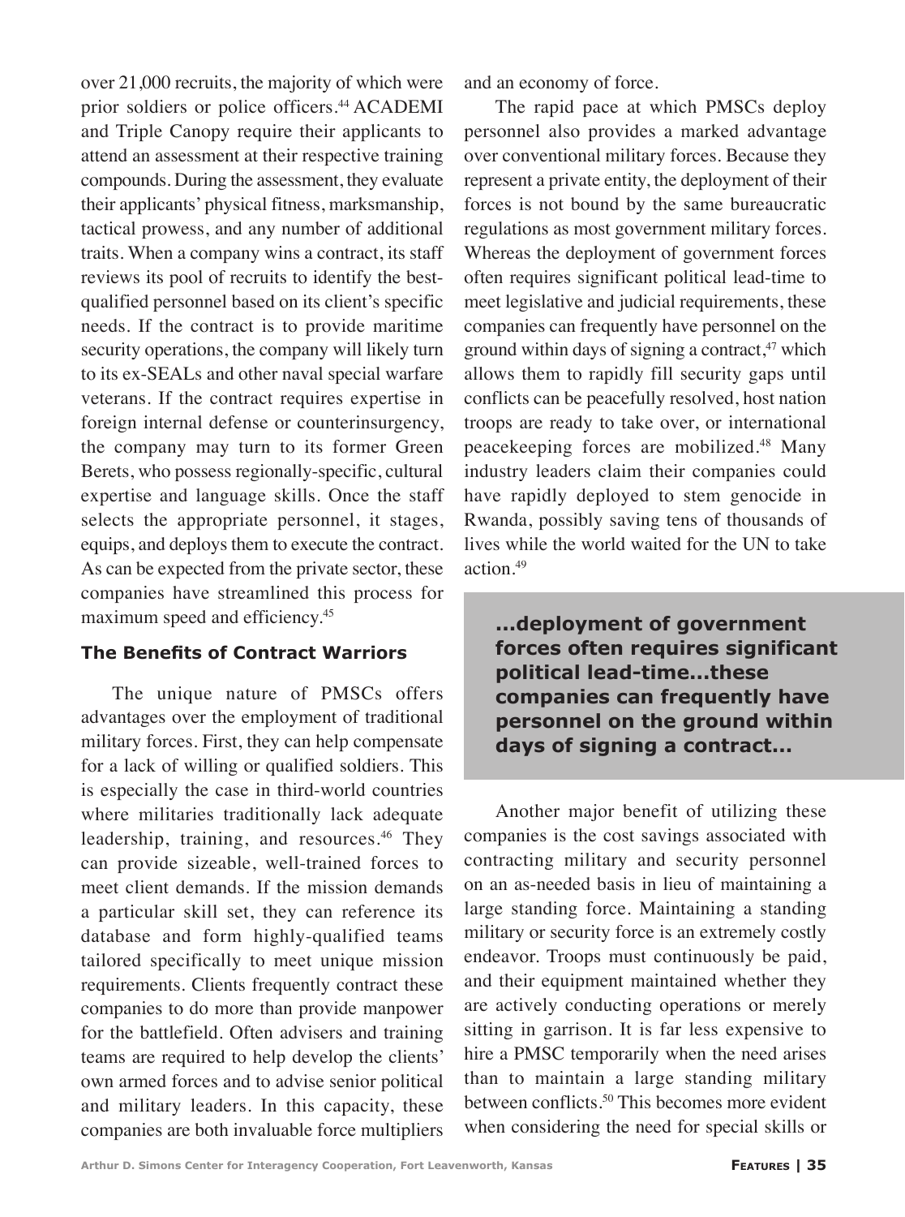over 21,000 recruits, the majority of which were prior soldiers or police officers.[44] ACADEMI and Triple Canopy require their applicants to attend an assessment at their respective training compounds. During the assessment, they evaluate their applicants' physical fitness, marksmanship, tactical prowess, and any number of additional traits. When a company wins a contract, its staff reviews its pool of recruits to identify the best-qualified personnel based on its client's specific needs. If the contract is to provide maritime security operations, the company will likely turn to its ex-SEALs and other naval special warfare veterans. If the contract requires expertise in foreign internal defense or counterinsurgency, the company may turn to its former Green Berets, who possess regionally-specific, cultural expertise and language skills. Once the staff selects the appropriate personnel, it stages, equips, and deploys them to execute the contract. As can be expected from the private sector, these companies have streamlined this process for maximum speed and efficiency.[45]

### The Benefits of Contract Warriors

The unique nature of PMSCs offers advantages over the employment of traditional military forces. First, they can help compensate for a lack of willing or qualified soldiers. This is especially the case in third-world countries where militaries traditionally lack adequate leadership, training, and resources.[46] They can provide sizeable, well-trained forces to meet client demands. If the mission demands a particular skill set, they can reference its database and form highly-qualified teams tailored specifically to meet unique mission requirements. Clients frequently contract these companies to do more than provide manpower for the battlefield. Often advisers and training teams are required to help develop the clients' own armed forces and to advise senior political and military leaders. In this capacity, these companies are both invaluable force multipliers and an economy of force.

The rapid pace at which PMSCs deploy personnel also provides a marked advantage over conventional military forces. Because they represent a private entity, the deployment of their forces is not bound by the same bureaucratic regulations as most government military forces. Whereas the deployment of government forces often requires significant political lead-time to meet legislative and judicial requirements, these companies can frequently have personnel on the ground within days of signing a contract,[47] which allows them to rapidly fill security gaps until conflicts can be peacefully resolved, host nation troops are ready to take over, or international peacekeeping forces are mobilized.[48] Many industry leaders claim their companies could have rapidly deployed to stem genocide in Rwanda, possibly saving tens of thousands of lives while the world waited for the UN to take action.[49]

> **...deployment of government forces often requires significant political lead-time...these companies can frequently have personnel on the ground within days of signing a contract...**

Another major benefit of utilizing these companies is the cost savings associated with contracting military and security personnel on an as-needed basis in lieu of maintaining a large standing force. Maintaining a standing military or security force is an extremely costly endeavor. Troops must continuously be paid, and their equipment maintained whether they are actively conducting operations or merely sitting in garrison. It is far less expensive to hire a PMSC temporarily when the need arises than to maintain a large standing military between conflicts.[50] This becomes more evident when considering the need for special skills or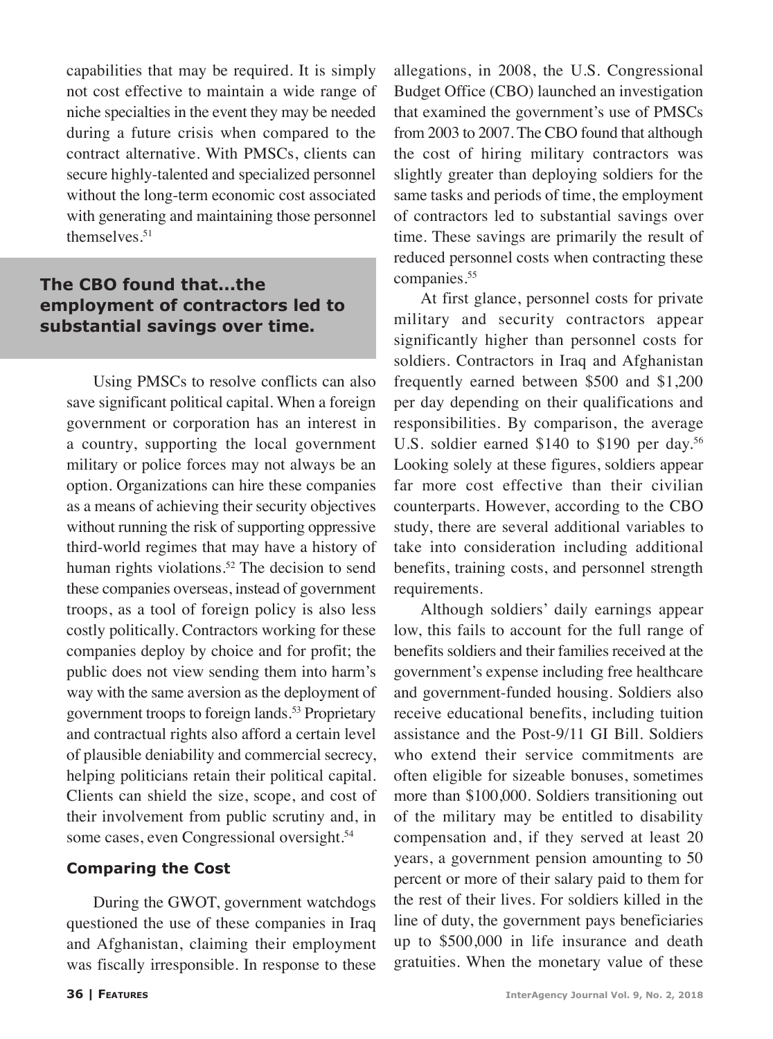capabilities that may be required. It is simply not cost effective to maintain a wide range of niche specialties in the event they may be needed during a future crisis when compared to the contract alternative. With PMSCs, clients can secure highly-talented and specialized personnel without the long-term economic cost associated with generating and maintaining those personnel themselves.[51]

> **The CBO found that...the employment of contractors led to substantial savings over time.**

Using PMSCs to resolve conflicts can also save significant political capital. When a foreign government or corporation has an interest in a country, supporting the local government military or police forces may not always be an option. Organizations can hire these companies as a means of achieving their security objectives without running the risk of supporting oppressive third-world regimes that may have a history of human rights violations.[52] The decision to send these companies overseas, instead of government troops, as a tool of foreign policy is also less costly politically. Contractors working for these companies deploy by choice and for profit; the public does not view sending them into harm's way with the same aversion as the deployment of government troops to foreign lands.[53] Proprietary and contractual rights also afford a certain level of plausible deniability and commercial secrecy, helping politicians retain their political capital. Clients can shield the size, scope, and cost of their involvement from public scrutiny and, in some cases, even Congressional oversight.[54]

### Comparing the Cost

During the GWOT, government watchdogs questioned the use of these companies in Iraq and Afghanistan, claiming their employment was fiscally irresponsible. In response to these allegations, in 2008, the U.S. Congressional Budget Office (CBO) launched an investigation that examined the government's use of PMSCs from 2003 to 2007. The CBO found that although the cost of hiring military contractors was slightly greater than deploying soldiers for the same tasks and periods of time, the employment of contractors led to substantial savings over time. These savings are primarily the result of reduced personnel costs when contracting these companies.[55]

At first glance, personnel costs for private military and security contractors appear significantly higher than personnel costs for soldiers. Contractors in Iraq and Afghanistan frequently earned between $500 and $1,200 per day depending on their qualifications and responsibilities. By comparison, the average U.S. soldier earned $140 to $190 per day.[56] Looking solely at these figures, soldiers appear far more cost effective than their civilian counterparts. However, according to the CBO study, there are several additional variables to take into consideration including additional benefits, training costs, and personnel strength requirements.

Although soldiers' daily earnings appear low, this fails to account for the full range of benefits soldiers and their families received at the government's expense including free healthcare and government-funded housing. Soldiers also receive educational benefits, including tuition assistance and the Post-9/11 GI Bill. Soldiers who extend their service commitments are often eligible for sizeable bonuses, sometimes more than $100,000. Soldiers transitioning out of the military may be entitled to disability compensation and, if they served at least 20 years, a government pension amounting to 50 percent or more of their salary paid to them for the rest of their lives. For soldiers killed in the line of duty, the government pays beneficiaries up to $500,000 in life insurance and death gratuities. When the monetary value of these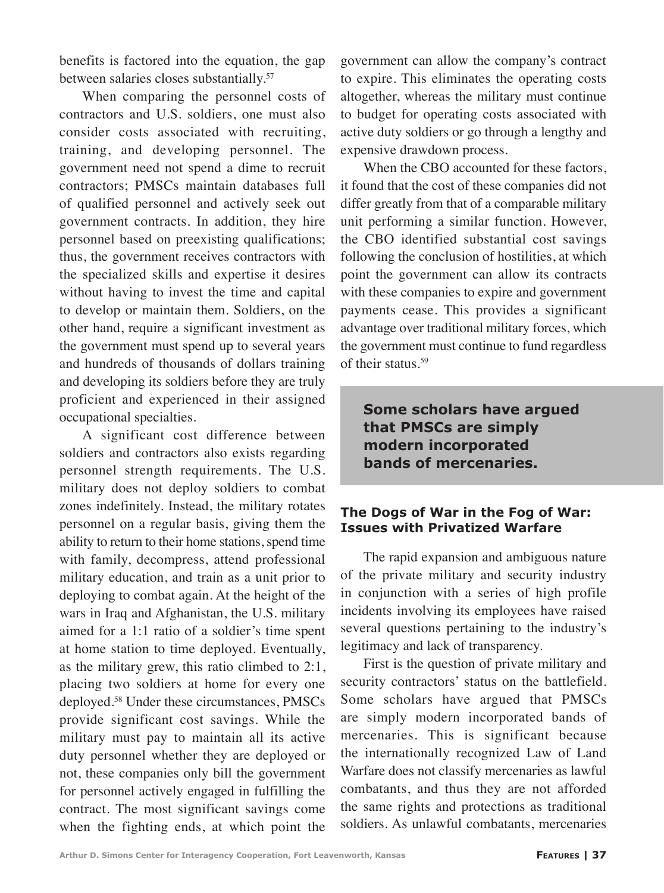benefits is factored into the equation, the gap between salaries closes substantially.[57]

When comparing the personnel costs of contractors and U.S. soldiers, one must also consider costs associated with recruiting, training, and developing personnel. The government need not spend a dime to recruit contractors; PMSCs maintain databases full of qualified personnel and actively seek out government contracts. In addition, they hire personnel based on preexisting qualifications; thus, the government receives contractors with the specialized skills and expertise it desires without having to invest the time and capital to develop or maintain them. Soldiers, on the other hand, require a significant investment as the government must spend up to several years and hundreds of thousands of dollars training and developing its soldiers before they are truly proficient and experienced in their assigned occupational specialties.

A significant cost difference between soldiers and contractors also exists regarding personnel strength requirements. The U.S. military does not deploy soldiers to combat zones indefinitely. Instead, the military rotates personnel on a regular basis, giving them the ability to return to their home stations, spend time with family, decompress, attend professional military education, and train as a unit prior to deploying to combat again. At the height of the wars in Iraq and Afghanistan, the U.S. military aimed for a 1:1 ratio of a soldier's time spent at home station to time deployed. Eventually, as the military grew, this ratio climbed to 2:1, placing two soldiers at home for every one deployed.[58] Under these circumstances, PMSCs provide significant cost savings. While the military must pay to maintain all its active duty personnel whether they are deployed or not, these companies only bill the government for personnel actively engaged in fulfilling the contract. The most significant savings come when the fighting ends, at which point the government can allow the company's contract to expire. This eliminates the operating costs altogether, whereas the military must continue to budget for operating costs associated with active duty soldiers or go through a lengthy and expensive drawdown process.

When the CBO accounted for these factors, it found that the cost of these companies did not differ greatly from that of a comparable military unit performing a similar function. However, the CBO identified substantial cost savings following the conclusion of hostilities, at which point the government can allow its contracts with these companies to expire and government payments cease. This provides a significant advantage over traditional military forces, which the government must continue to fund regardless of their status.[59]

> **Some scholars have argued that PMSCs are simply modern incorporated bands of mercenaries.**

### The Dogs of War in the Fog of War: Issues with Privatized Warfare

The rapid expansion and ambiguous nature of the private military and security industry in conjunction with a series of high profile incidents involving its employees have raised several questions pertaining to the industry's legitimacy and lack of transparency.

First is the question of private military and security contractors' status on the battlefield. Some scholars have argued that PMSCs are simply modern incorporated bands of mercenaries. This is significant because the internationally recognized Law of Land Warfare does not classify mercenaries as lawful combatants, and thus they are not afforded the same rights and protections as traditional soldiers. As unlawful combatants, mercenaries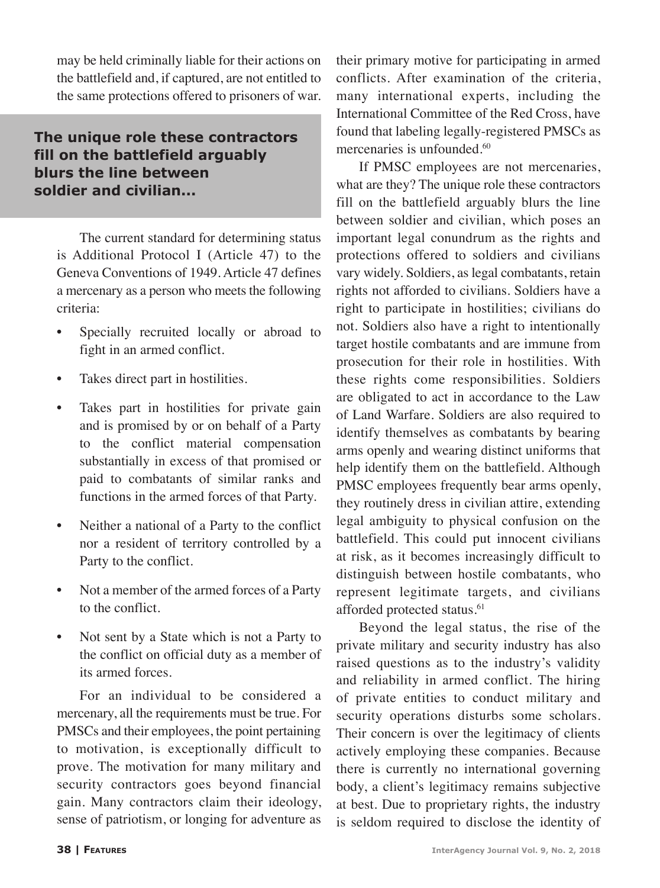may be held criminally liable for their actions on the battlefield and, if captured, are not entitled to the same protections offered to prisoners of war.

**The unique role these contractors fill on the battlefield arguably blurs the line between soldier and civilian...**

The current standard for determining status is Additional Protocol I (Article 47) to the Geneva Conventions of 1949. Article 47 defines a mercenary as a person who meets the following criteria:

- Specially recruited locally or abroad to fight in an armed conflict.
- Takes direct part in hostilities.
- Takes part in hostilities for private gain and is promised by or on behalf of a Party to the conflict material compensation substantially in excess of that promised or paid to combatants of similar ranks and functions in the armed forces of that Party.
- Neither a national of a Party to the conflict nor a resident of territory controlled by a Party to the conflict.
- Not a member of the armed forces of a Party to the conflict.
- Not sent by a State which is not a Party to the conflict on official duty as a member of its armed forces.

For an individual to be considered a mercenary, all the requirements must be true. For PMSCs and their employees, the point pertaining to motivation, is exceptionally difficult to prove. The motivation for many military and security contractors goes beyond financial gain. Many contractors claim their ideology, sense of patriotism, or longing for adventure as their primary motive for participating in armed conflicts. After examination of the criteria, many international experts, including the International Committee of the Red Cross, have found that labeling legally-registered PMSCs as mercenaries is unfounded.[60]

If PMSC employees are not mercenaries, what are they? The unique role these contractors fill on the battlefield arguably blurs the line between soldier and civilian, which poses an important legal conundrum as the rights and protections offered to soldiers and civilians vary widely. Soldiers, as legal combatants, retain rights not afforded to civilians. Soldiers have a right to participate in hostilities; civilians do not. Soldiers also have a right to intentionally target hostile combatants and are immune from prosecution for their role in hostilities. With these rights come responsibilities. Soldiers are obligated to act in accordance to the Law of Land Warfare. Soldiers are also required to identify themselves as combatants by bearing arms openly and wearing distinct uniforms that help identify them on the battlefield. Although PMSC employees frequently bear arms openly, they routinely dress in civilian attire, extending legal ambiguity to physical confusion on the battlefield. This could put innocent civilians at risk, as it becomes increasingly difficult to distinguish between hostile combatants, who represent legitimate targets, and civilians afforded protected status.[61]

Beyond the legal status, the rise of the private military and security industry has also raised questions as to the industry's validity and reliability in armed conflict. The hiring of private entities to conduct military and security operations disturbs some scholars. Their concern is over the legitimacy of clients actively employing these companies. Because there is currently no international governing body, a client's legitimacy remains subjective at best. Due to proprietary rights, the industry is seldom required to disclose the identity of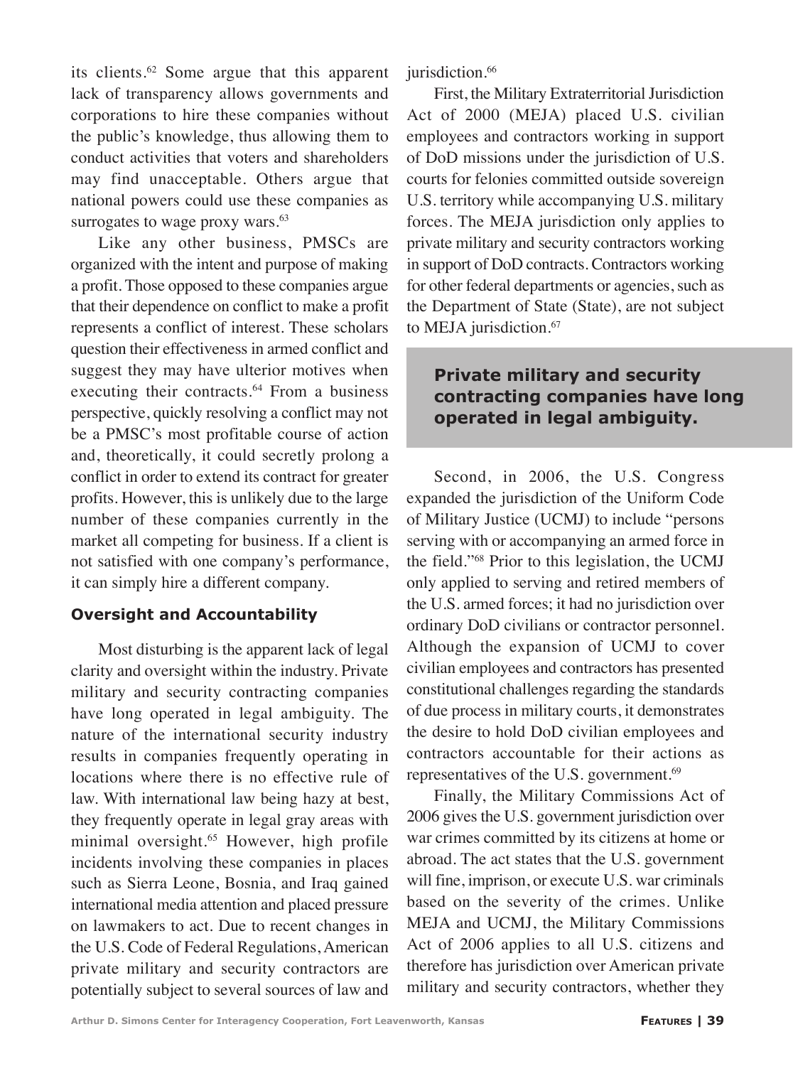its clients.[62] Some argue that this apparent lack of transparency allows governments and corporations to hire these companies without the public's knowledge, thus allowing them to conduct activities that voters and shareholders may find unacceptable. Others argue that national powers could use these companies as surrogates to wage proxy wars.[63]

Like any other business, PMSCs are organized with the intent and purpose of making a profit. Those opposed to these companies argue that their dependence on conflict to make a profit represents a conflict of interest. These scholars question their effectiveness in armed conflict and suggest they may have ulterior motives when executing their contracts.[64] From a business perspective, quickly resolving a conflict may not be a PMSC's most profitable course of action and, theoretically, it could secretly prolong a conflict in order to extend its contract for greater profits. However, this is unlikely due to the large number of these companies currently in the market all competing for business. If a client is not satisfied with one company's performance, it can simply hire a different company.

### Oversight and Accountability

Most disturbing is the apparent lack of legal clarity and oversight within the industry. Private military and security contracting companies have long operated in legal ambiguity. The nature of the international security industry results in companies frequently operating in locations where there is no effective rule of law. With international law being hazy at best, they frequently operate in legal gray areas with minimal oversight.[65] However, high profile incidents involving these companies in places such as Sierra Leone, Bosnia, and Iraq gained international media attention and placed pressure on lawmakers to act. Due to recent changes in the U.S. Code of Federal Regulations, American private military and security contractors are potentially subject to several sources of law and jurisdiction.[66]

First, the Military Extraterritorial Jurisdiction Act of 2000 (MEJA) placed U.S. civilian employees and contractors working in support of DoD missions under the jurisdiction of U.S. courts for felonies committed outside sovereign U.S. territory while accompanying U.S. military forces. The MEJA jurisdiction only applies to private military and security contractors working in support of DoD contracts. Contractors working for other federal departments or agencies, such as the Department of State (State), are not subject to MEJA jurisdiction.[67]

> **Private military and security contracting companies have long operated in legal ambiguity.**

Second, in 2006, the U.S. Congress expanded the jurisdiction of the Uniform Code of Military Justice (UCMJ) to include "persons serving with or accompanying an armed force in the field."[68] Prior to this legislation, the UCMJ only applied to serving and retired members of the U.S. armed forces; it had no jurisdiction over ordinary DoD civilians or contractor personnel. Although the expansion of UCMJ to cover civilian employees and contractors has presented constitutional challenges regarding the standards of due process in military courts, it demonstrates the desire to hold DoD civilian employees and contractors accountable for their actions as representatives of the U.S. government.[69]

Finally, the Military Commissions Act of 2006 gives the U.S. government jurisdiction over war crimes committed by its citizens at home or abroad. The act states that the U.S. government will fine, imprison, or execute U.S. war criminals based on the severity of the crimes. Unlike MEJA and UCMJ, the Military Commissions Act of 2006 applies to all U.S. citizens and therefore has jurisdiction over American private military and security contractors, whether they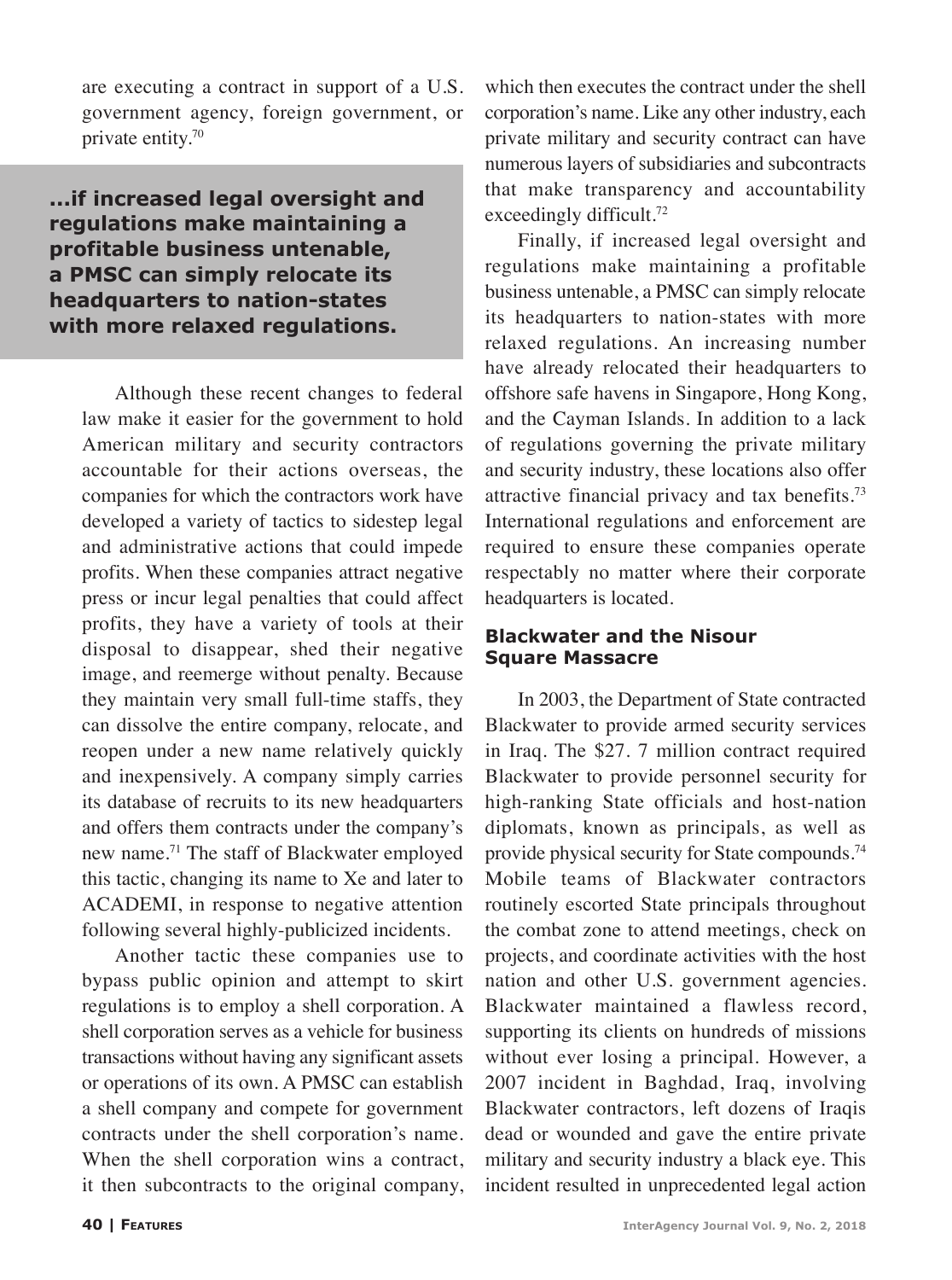are executing a contract in support of a U.S. government agency, foreign government, or private entity.[70]

**...if increased legal oversight and regulations make maintaining a profitable business untenable, a PMSC can simply relocate its headquarters to nation-states with more relaxed regulations.**

Although these recent changes to federal law make it easier for the government to hold American military and security contractors accountable for their actions overseas, the companies for which the contractors work have developed a variety of tactics to sidestep legal and administrative actions that could impede profits. When these companies attract negative press or incur legal penalties that could affect profits, they have a variety of tools at their disposal to disappear, shed their negative image, and reemerge without penalty. Because they maintain very small full-time staffs, they can dissolve the entire company, relocate, and reopen under a new name relatively quickly and inexpensively. A company simply carries its database of recruits to its new headquarters and offers them contracts under the company's new name.[71] The staff of Blackwater employed this tactic, changing its name to Xe and later to ACADEMI, in response to negative attention following several highly-publicized incidents.

Another tactic these companies use to bypass public opinion and attempt to skirt regulations is to employ a shell corporation. A shell corporation serves as a vehicle for business transactions without having any significant assets or operations of its own. A PMSC can establish a shell company and compete for government contracts under the shell corporation's name. When the shell corporation wins a contract, it then subcontracts to the original company, which then executes the contract under the shell corporation's name. Like any other industry, each private military and security contract can have numerous layers of subsidiaries and subcontracts that make transparency and accountability exceedingly difficult.[72]

Finally, if increased legal oversight and regulations make maintaining a profitable business untenable, a PMSC can simply relocate its headquarters to nation-states with more relaxed regulations. An increasing number have already relocated their headquarters to offshore safe havens in Singapore, Hong Kong, and the Cayman Islands. In addition to a lack of regulations governing the private military and security industry, these locations also offer attractive financial privacy and tax benefits.[73] International regulations and enforcement are required to ensure these companies operate respectably no matter where their corporate headquarters is located.

### Blackwater and the Nisour Square Massacre

In 2003, the Department of State contracted Blackwater to provide armed security services in Iraq. The $27. 7 million contract required Blackwater to provide personnel security for high-ranking State officials and host-nation diplomats, known as principals, as well as provide physical security for State compounds.[74] Mobile teams of Blackwater contractors routinely escorted State principals throughout the combat zone to attend meetings, check on projects, and coordinate activities with the host nation and other U.S. government agencies. Blackwater maintained a flawless record, supporting its clients on hundreds of missions without ever losing a principal. However, a 2007 incident in Baghdad, Iraq, involving Blackwater contractors, left dozens of Iraqis dead or wounded and gave the entire private military and security industry a black eye. This incident resulted in unprecedented legal action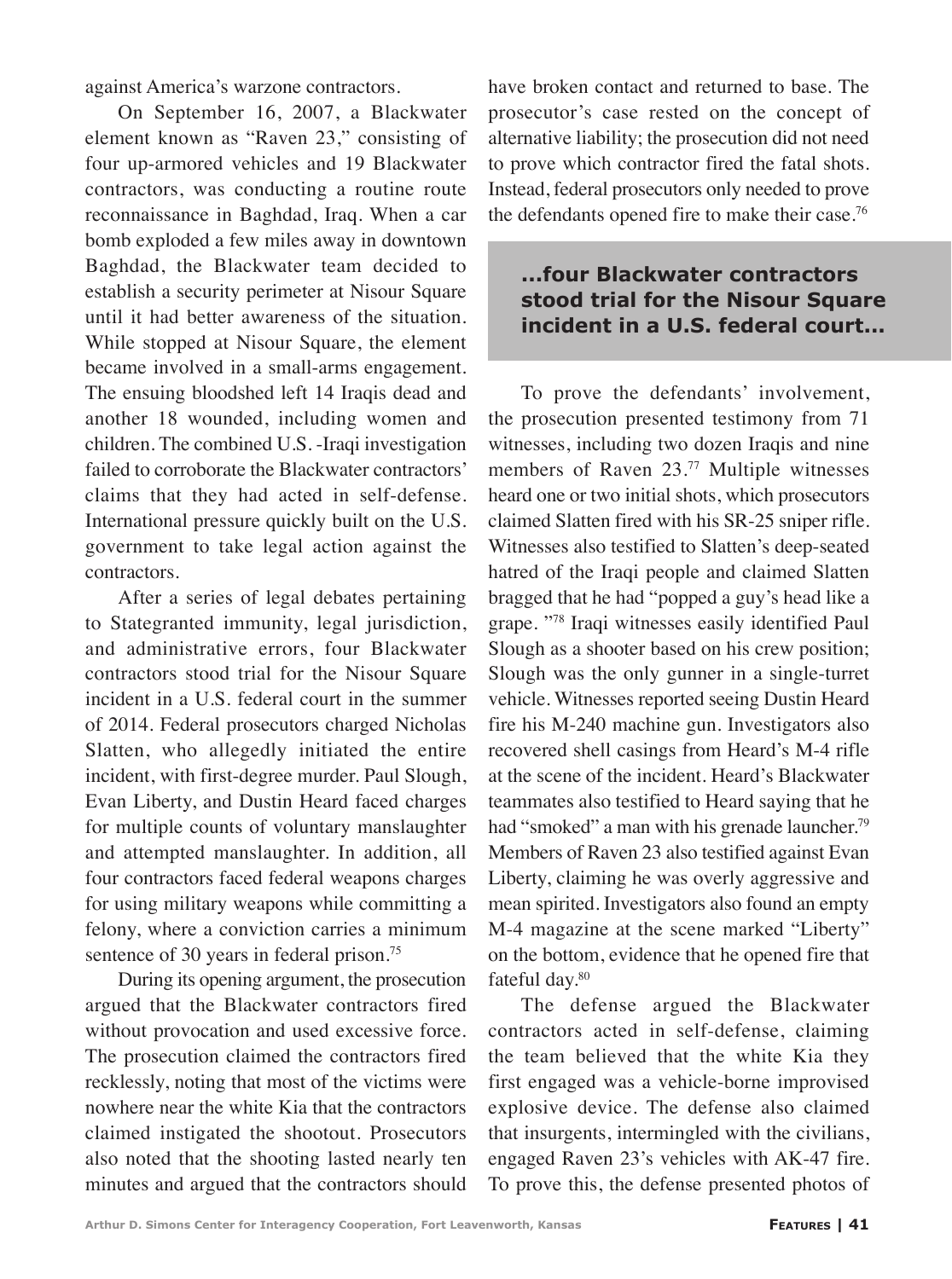against America's warzone contractors.

On September 16, 2007, a Blackwater element known as "Raven 23," consisting of four up-armored vehicles and 19 Blackwater contractors, was conducting a routine route reconnaissance in Baghdad, Iraq. When a car bomb exploded a few miles away in downtown Baghdad, the Blackwater team decided to establish a security perimeter at Nisour Square until it had better awareness of the situation. While stopped at Nisour Square, the element became involved in a small-arms engagement. The ensuing bloodshed left 14 Iraqis dead and another 18 wounded, including women and children. The combined U.S. -Iraqi investigation failed to corroborate the Blackwater contractors' claims that they had acted in self-defense. International pressure quickly built on the U.S. government to take legal action against the contractors.

After a series of legal debates pertaining to Stategranted immunity, legal jurisdiction, and administrative errors, four Blackwater contractors stood trial for the Nisour Square incident in a U.S. federal court in the summer of 2014. Federal prosecutors charged Nicholas Slatten, who allegedly initiated the entire incident, with first-degree murder. Paul Slough, Evan Liberty, and Dustin Heard faced charges for multiple counts of voluntary manslaughter and attempted manslaughter. In addition, all four contractors faced federal weapons charges for using military weapons while committing a felony, where a conviction carries a minimum sentence of 30 years in federal prison.[75]

During its opening argument, the prosecution argued that the Blackwater contractors fired without provocation and used excessive force. The prosecution claimed the contractors fired recklessly, noting that most of the victims were nowhere near the white Kia that the contractors claimed instigated the shootout. Prosecutors also noted that the shooting lasted nearly ten minutes and argued that the contractors should have broken contact and returned to base. The prosecutor's case rested on the concept of alternative liability; the prosecution did not need to prove which contractor fired the fatal shots. Instead, federal prosecutors only needed to prove the defendants opened fire to make their case.[76]

> **...four Blackwater contractors stood trial for the Nisour Square incident in a U.S. federal court...**

To prove the defendants' involvement, the prosecution presented testimony from 71 witnesses, including two dozen Iraqis and nine members of Raven 23.[77] Multiple witnesses heard one or two initial shots, which prosecutors claimed Slatten fired with his SR-25 sniper rifle. Witnesses also testified to Slatten's deep-seated hatred of the Iraqi people and claimed Slatten bragged that he had "popped a guy's head like a grape. "[78] Iraqi witnesses easily identified Paul Slough as a shooter based on his crew position; Slough was the only gunner in a single-turret vehicle. Witnesses reported seeing Dustin Heard fire his M-240 machine gun. Investigators also recovered shell casings from Heard's M-4 rifle at the scene of the incident. Heard's Blackwater teammates also testified to Heard saying that he had "smoked" a man with his grenade launcher.[79] Members of Raven 23 also testified against Evan Liberty, claiming he was overly aggressive and mean spirited. Investigators also found an empty M-4 magazine at the scene marked "Liberty" on the bottom, evidence that he opened fire that fateful day.[80]

The defense argued the Blackwater contractors acted in self-defense, claiming the team believed that the white Kia they first engaged was a vehicle-borne improvised explosive device. The defense also claimed that insurgents, intermingled with the civilians, engaged Raven 23's vehicles with AK-47 fire. To prove this, the defense presented photos of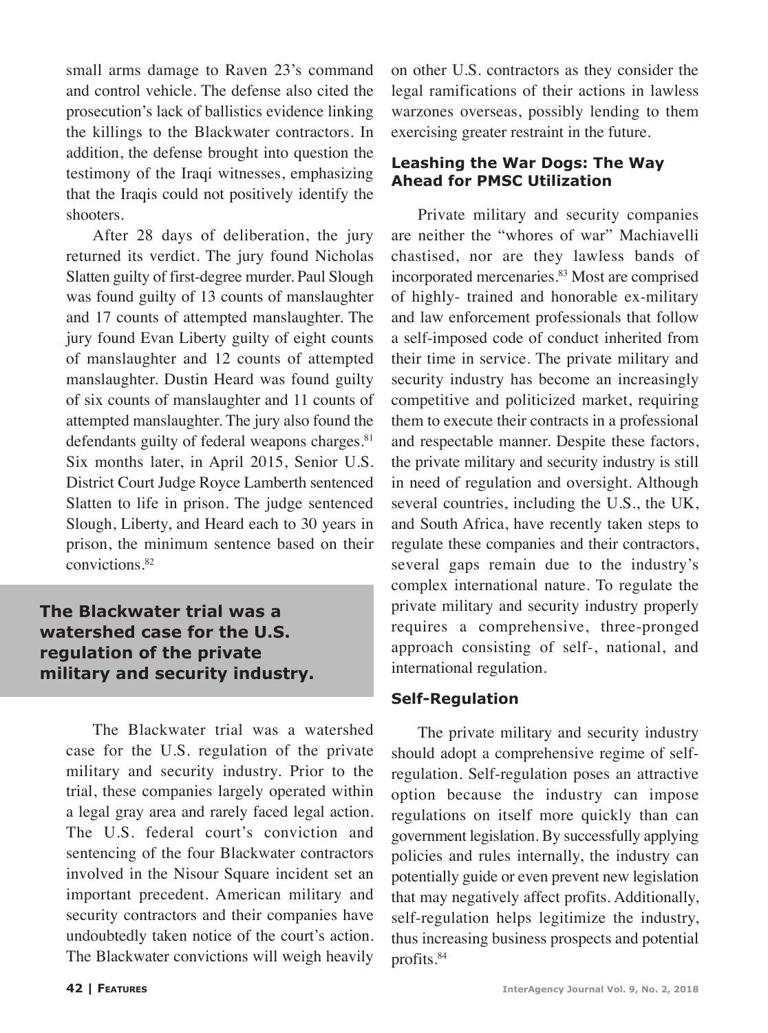small arms damage to Raven 23's command and control vehicle. The defense also cited the prosecution's lack of ballistics evidence linking the killings to the Blackwater contractors. In addition, the defense brought into question the testimony of the Iraqi witnesses, emphasizing that the Iraqis could not positively identify the shooters.

After 28 days of deliberation, the jury returned its verdict. The jury found Nicholas Slatten guilty of first-degree murder. Paul Slough was found guilty of 13 counts of manslaughter and 17 counts of attempted manslaughter. The jury found Evan Liberty guilty of eight counts of manslaughter and 12 counts of attempted manslaughter. Dustin Heard was found guilty of six counts of manslaughter and 11 counts of attempted manslaughter. The jury also found the defendants guilty of federal weapons charges.[81] Six months later, in April 2015, Senior U.S. District Court Judge Royce Lamberth sentenced Slatten to life in prison. The judge sentenced Slough, Liberty, and Heard each to 30 years in prison, the minimum sentence based on their convictions.[82]

**The Blackwater trial was a watershed case for the U.S. regulation of the private military and security industry.**

The Blackwater trial was a watershed case for the U.S. regulation of the private military and security industry. Prior to the trial, these companies largely operated within a legal gray area and rarely faced legal action. The U.S. federal court's conviction and sentencing of the four Blackwater contractors involved in the Nisour Square incident set an important precedent. American military and security contractors and their companies have undoubtedly taken notice of the court's action. The Blackwater convictions will weigh heavily on other U.S. contractors as they consider the legal ramifications of their actions in lawless warzones overseas, possibly lending to them exercising greater restraint in the future.

## Leashing the War Dogs: The Way Ahead for PMSC Utilization

Private military and security companies are neither the "whores of war" Machiavelli chastised, nor are they lawless bands of incorporated mercenaries.[83] Most are comprised of highly- trained and honorable ex-military and law enforcement professionals that follow a self-imposed code of conduct inherited from their time in service. The private military and security industry has become an increasingly competitive and politicized market, requiring them to execute their contracts in a professional and respectable manner. Despite these factors, the private military and security industry is still in need of regulation and oversight. Although several countries, including the U.S., the UK, and South Africa, have recently taken steps to regulate these companies and their contractors, several gaps remain due to the industry's complex international nature. To regulate the private military and security industry properly requires a comprehensive, three-pronged approach consisting of self-, national, and international regulation.

### Self-Regulation

The private military and security industry should adopt a comprehensive regime of self-regulation. Self-regulation poses an attractive option because the industry can impose regulations on itself more quickly than can government legislation. By successfully applying policies and rules internally, the industry can potentially guide or even prevent new legislation that may negatively affect profits. Additionally, self-regulation helps legitimize the industry, thus increasing business prospects and potential profits.[84]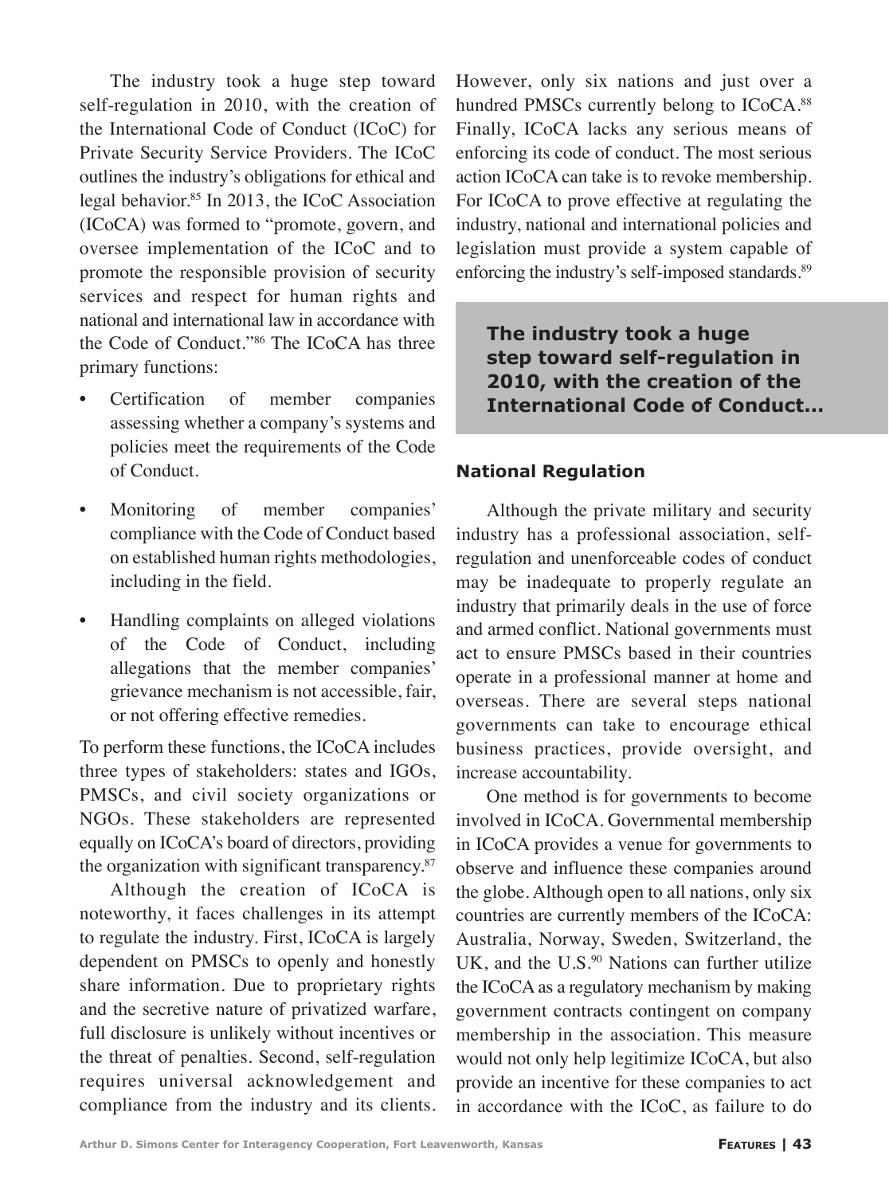The industry took a huge step toward self-regulation in 2010, with the creation of the International Code of Conduct (ICoC) for Private Security Service Providers. The ICoC outlines the industry's obligations for ethical and legal behavior.[85] In 2013, the ICoC Association (ICoCA) was formed to "promote, govern, and oversee implementation of the ICoC and to promote the responsible provision of security services and respect for human rights and national and international law in accordance with the Code of Conduct."[86] The ICoCA has three primary functions:

- Certification of member companies assessing whether a company's systems and policies meet the requirements of the Code of Conduct.
- Monitoring of member companies' compliance with the Code of Conduct based on established human rights methodologies, including in the field.
- Handling complaints on alleged violations of the Code of Conduct, including allegations that the member companies' grievance mechanism is not accessible, fair, or not offering effective remedies.

To perform these functions, the ICoCA includes three types of stakeholders: states and IGOs, PMSCs, and civil society organizations or NGOs. These stakeholders are represented equally on ICoCA's board of directors, providing the organization with significant transparency.[87]

Although the creation of ICoCA is noteworthy, it faces challenges in its attempt to regulate the industry. First, ICoCA is largely dependent on PMSCs to openly and honestly share information. Due to proprietary rights and the secretive nature of privatized warfare, full disclosure is unlikely without incentives or the threat of penalties. Second, self-regulation requires universal acknowledgement and compliance from the industry and its clients. However, only six nations and just over a hundred PMSCs currently belong to ICoCA.[88] Finally, ICoCA lacks any serious means of enforcing its code of conduct. The most serious action ICoCA can take is to revoke membership. For ICoCA to prove effective at regulating the industry, national and international policies and legislation must provide a system capable of enforcing the industry's self-imposed standards.[89]

> **The industry took a huge step toward self-regulation in 2010, with the creation of the International Code of Conduct...**

### National Regulation

Although the private military and security industry has a professional association, self-regulation and unenforceable codes of conduct may be inadequate to properly regulate an industry that primarily deals in the use of force and armed conflict. National governments must act to ensure PMSCs based in their countries operate in a professional manner at home and overseas. There are several steps national governments can take to encourage ethical business practices, provide oversight, and increase accountability.

One method is for governments to become involved in ICoCA. Governmental membership in ICoCA provides a venue for governments to observe and influence these companies around the globe. Although open to all nations, only six countries are currently members of the ICoCA: Australia, Norway, Sweden, Switzerland, the UK, and the U.S.[90] Nations can further utilize the ICoCA as a regulatory mechanism by making government contracts contingent on company membership in the association. This measure would not only help legitimize ICoCA, but also provide an incentive for these companies to act in accordance with the ICoC, as failure to do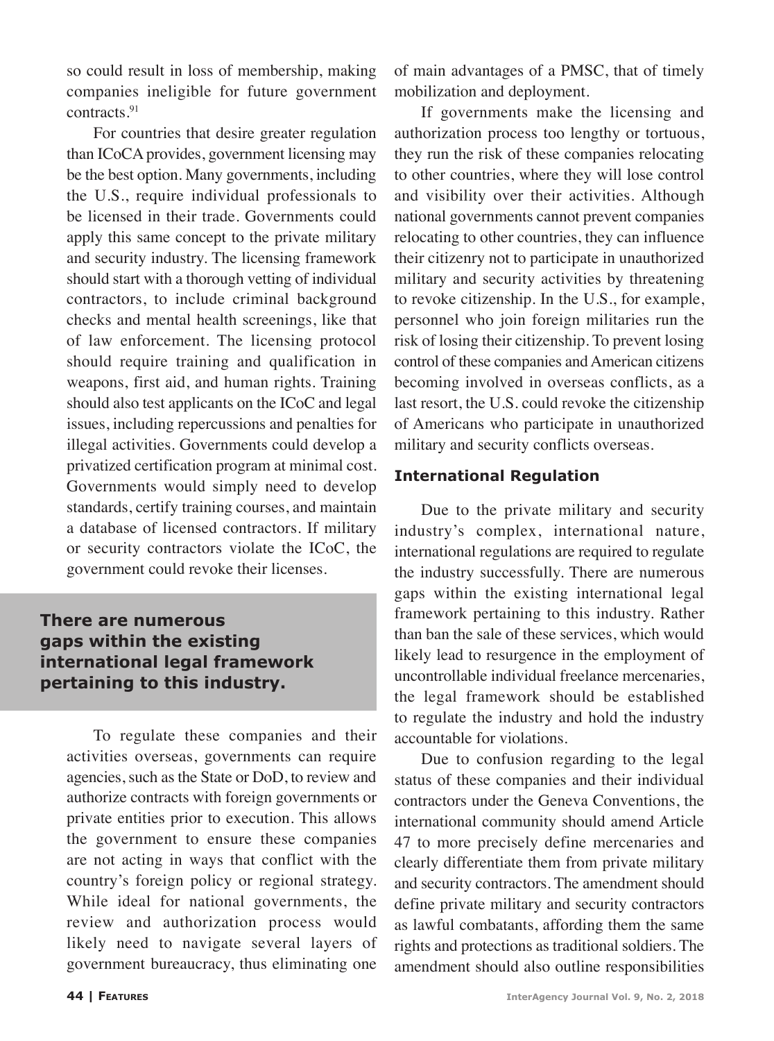so could result in loss of membership, making companies ineligible for future government contracts.[91]

For countries that desire greater regulation than ICoCA provides, government licensing may be the best option. Many governments, including the U.S., require individual professionals to be licensed in their trade. Governments could apply this same concept to the private military and security industry. The licensing framework should start with a thorough vetting of individual contractors, to include criminal background checks and mental health screenings, like that of law enforcement. The licensing protocol should require training and qualification in weapons, first aid, and human rights. Training should also test applicants on the ICoC and legal issues, including repercussions and penalties for illegal activities. Governments could develop a privatized certification program at minimal cost. Governments would simply need to develop standards, certify training courses, and maintain a database of licensed contractors. If military or security contractors violate the ICoC, the government could revoke their licenses.

**There are numerous gaps within the existing international legal framework pertaining to this industry.**

To regulate these companies and their activities overseas, governments can require agencies, such as the State or DoD, to review and authorize contracts with foreign governments or private entities prior to execution. This allows the government to ensure these companies are not acting in ways that conflict with the country's foreign policy or regional strategy. While ideal for national governments, the review and authorization process would likely need to navigate several layers of government bureaucracy, thus eliminating one of main advantages of a PMSC, that of timely mobilization and deployment.

If governments make the licensing and authorization process too lengthy or tortuous, they run the risk of these companies relocating to other countries, where they will lose control and visibility over their activities. Although national governments cannot prevent companies relocating to other countries, they can influence their citizenry not to participate in unauthorized military and security activities by threatening to revoke citizenship. In the U.S., for example, personnel who join foreign militaries run the risk of losing their citizenship. To prevent losing control of these companies and American citizens becoming involved in overseas conflicts, as a last resort, the U.S. could revoke the citizenship of Americans who participate in unauthorized military and security conflicts overseas.

### International Regulation

Due to the private military and security industry's complex, international nature, international regulations are required to regulate the industry successfully. There are numerous gaps within the existing international legal framework pertaining to this industry. Rather than ban the sale of these services, which would likely lead to resurgence in the employment of uncontrollable individual freelance mercenaries, the legal framework should be established to regulate the industry and hold the industry accountable for violations.

Due to confusion regarding to the legal status of these companies and their individual contractors under the Geneva Conventions, the international community should amend Article 47 to more precisely define mercenaries and clearly differentiate them from private military and security contractors. The amendment should define private military and security contractors as lawful combatants, affording them the same rights and protections as traditional soldiers. The amendment should also outline responsibilities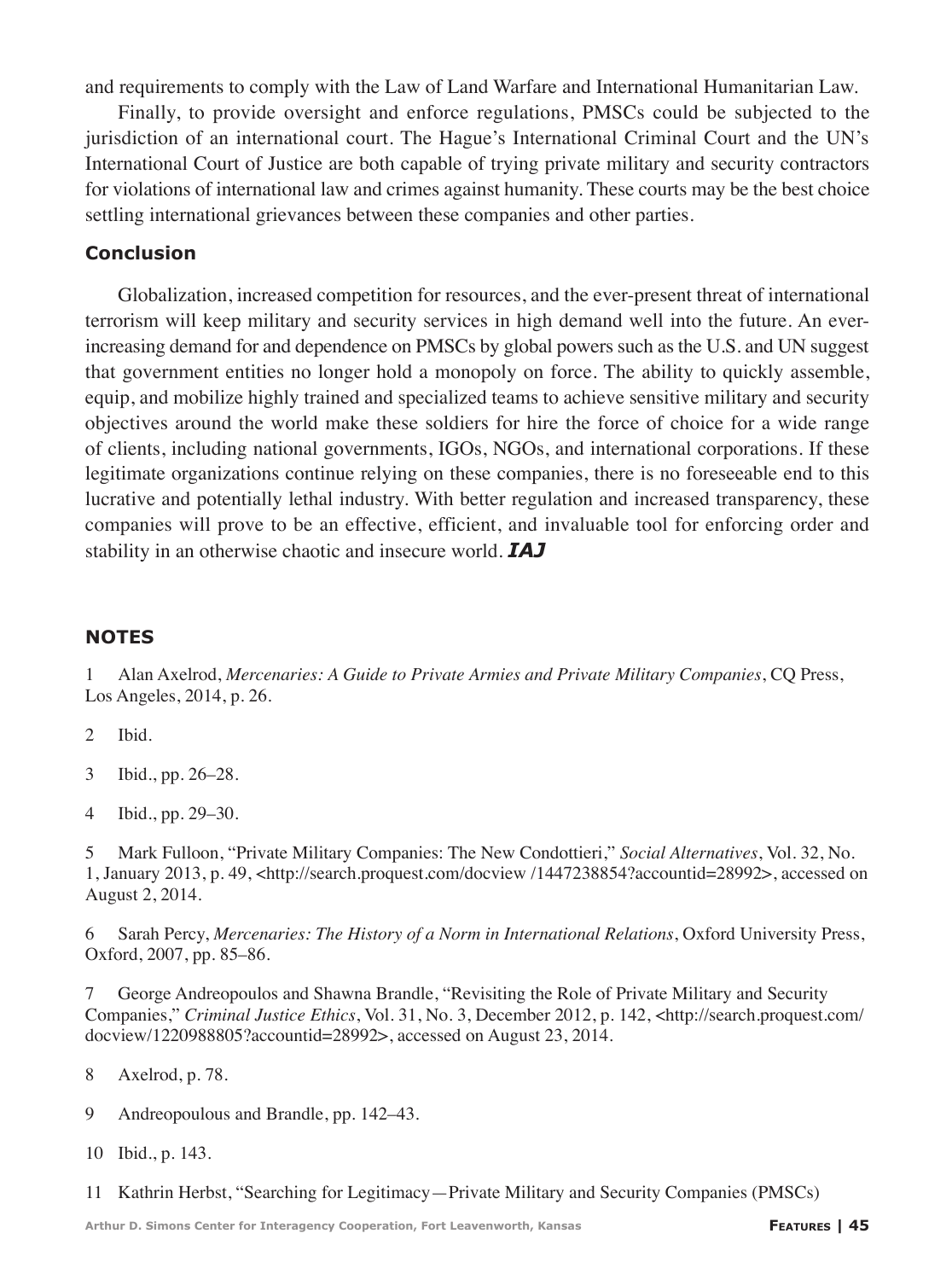and requirements to comply with the Law of Land Warfare and International Humanitarian Law.

Finally, to provide oversight and enforce regulations, PMSCs could be subjected to the jurisdiction of an international court. The Hague's International Criminal Court and the UN's International Court of Justice are both capable of trying private military and security contractors for violations of international law and crimes against humanity. These courts may be the best choice settling international grievances between these companies and other parties.

## Conclusion

Globalization, increased competition for resources, and the ever-present threat of international terrorism will keep military and security services in high demand well into the future. An ever-increasing demand for and dependence on PMSCs by global powers such as the U.S. and UN suggest that government entities no longer hold a monopoly on force. The ability to quickly assemble, equip, and mobilize highly trained and specialized teams to achieve sensitive military and security objectives around the world make these soldiers for hire the force of choice for a wide range of clients, including national governments, IGOs, NGOs, and international corporations. If these legitimate organizations continue relying on these companies, there is no foreseeable end to this lucrative and potentially lethal industry. With better regulation and increased transparency, these companies will prove to be an effective, efficient, and invaluable tool for enforcing order and stability in an otherwise chaotic and insecure world. ***IAJ***

## NOTES

1 Alan Axelrod, *Mercenaries: A Guide to Private Armies and Private Military Companies*, CQ Press, Los Angeles, 2014, p. 26.

2 Ibid.

3 Ibid., pp. 26–28.

4 Ibid., pp. 29–30.

5 Mark Fulloon, "Private Military Companies: The New Condottieri," *Social Alternatives*, Vol. 32, No. 1, January 2013, p. 49, <http://search.proquest.com/docview /1447238854?accountid=28992>, accessed on August 2, 2014.

6 Sarah Percy, *Mercenaries: The History of a Norm in International Relations*, Oxford University Press, Oxford, 2007, pp. 85–86.

7 George Andreopoulos and Shawna Brandle, "Revisiting the Role of Private Military and Security Companies," *Criminal Justice Ethics*, Vol. 31, No. 3, December 2012, p. 142, <http://search.proquest.com/docview/1220988805?accountid=28992>, accessed on August 23, 2014.

8 Axelrod, p. 78.

9 Andreopoulous and Brandle, pp. 142–43.

10 Ibid., p. 143.

11 Kathrin Herbst, "Searching for Legitimacy—Private Military and Security Companies (PMSCs)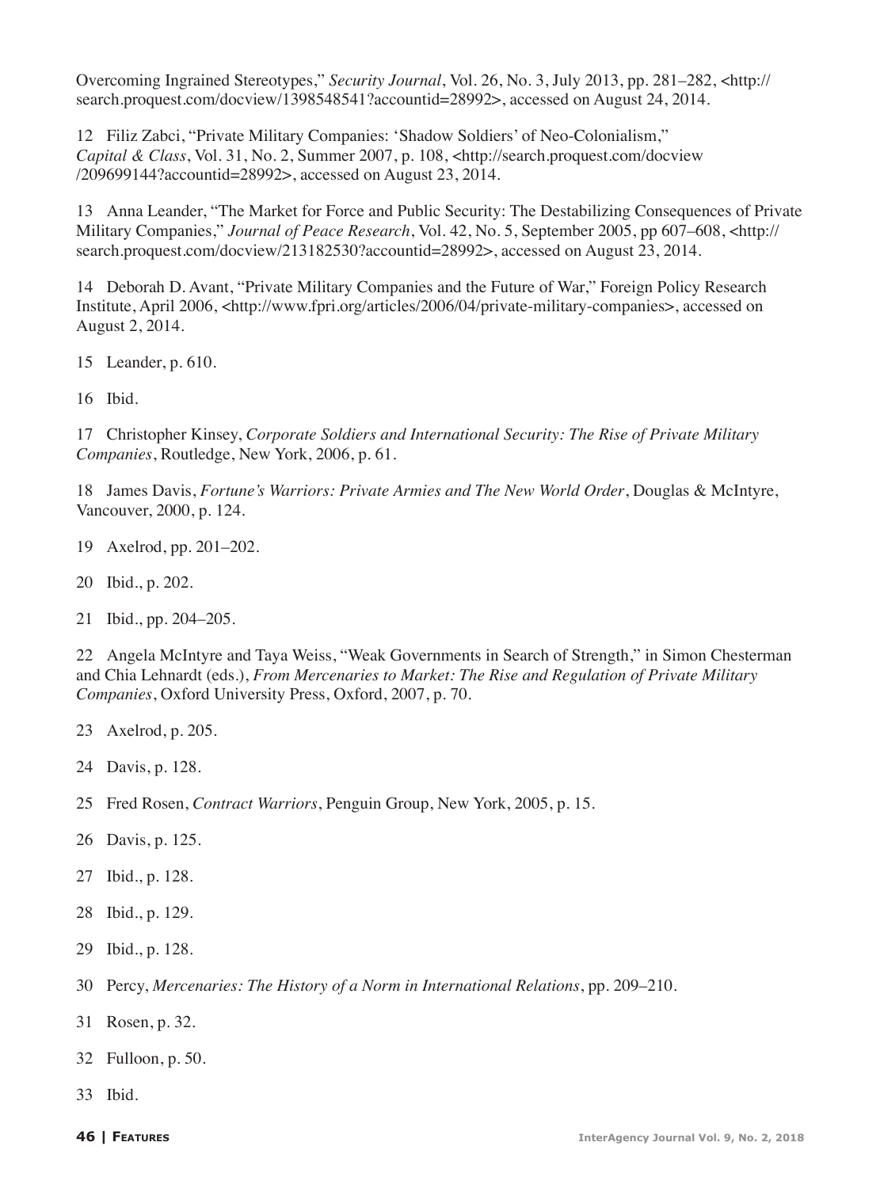Overcoming Ingrained Stereotypes," *Security Journal*, Vol. 26, No. 3, July 2013, pp. 281–282, <http://search.proquest.com/docview/1398548541?accountid=28992>, accessed on August 24, 2014.

12 Filiz Zabci, "Private Military Companies: 'Shadow Soldiers' of Neo-Colonialism," *Capital & Class*, Vol. 31, No. 2, Summer 2007, p. 108, <http://search.proquest.com/docview/209699144?accountid=28992>, accessed on August 23, 2014.

13 Anna Leander, "The Market for Force and Public Security: The Destabilizing Consequences of Private Military Companies," *Journal of Peace Research*, Vol. 42, No. 5, September 2005, pp 607–608, <http://search.proquest.com/docview/213182530?accountid=28992>, accessed on August 23, 2014.

14 Deborah D. Avant, "Private Military Companies and the Future of War," Foreign Policy Research Institute, April 2006, <http://www.fpri.org/articles/2006/04/private-military-companies>, accessed on August 2, 2014.

15 Leander, p. 610.

16 Ibid.

17 Christopher Kinsey, *Corporate Soldiers and International Security: The Rise of Private Military Companies*, Routledge, New York, 2006, p. 61.

18 James Davis, *Fortune's Warriors: Private Armies and The New World Order*, Douglas & McIntyre, Vancouver, 2000, p. 124.

19 Axelrod, pp. 201–202.

20 Ibid., p. 202.

21 Ibid., pp. 204–205.

22 Angela McIntyre and Taya Weiss, "Weak Governments in Search of Strength," in Simon Chesterman and Chia Lehnardt (eds.), *From Mercenaries to Market: The Rise and Regulation of Private Military Companies*, Oxford University Press, Oxford, 2007, p. 70.

23 Axelrod, p. 205.

24 Davis, p. 128.

25 Fred Rosen, *Contract Warriors*, Penguin Group, New York, 2005, p. 15.

26 Davis, p. 125.

27 Ibid., p. 128.

28 Ibid., p. 129.

29 Ibid., p. 128.

30 Percy, *Mercenaries: The History of a Norm in International Relations*, pp. 209–210.

31 Rosen, p. 32.

32 Fulloon, p. 50.

33 Ibid.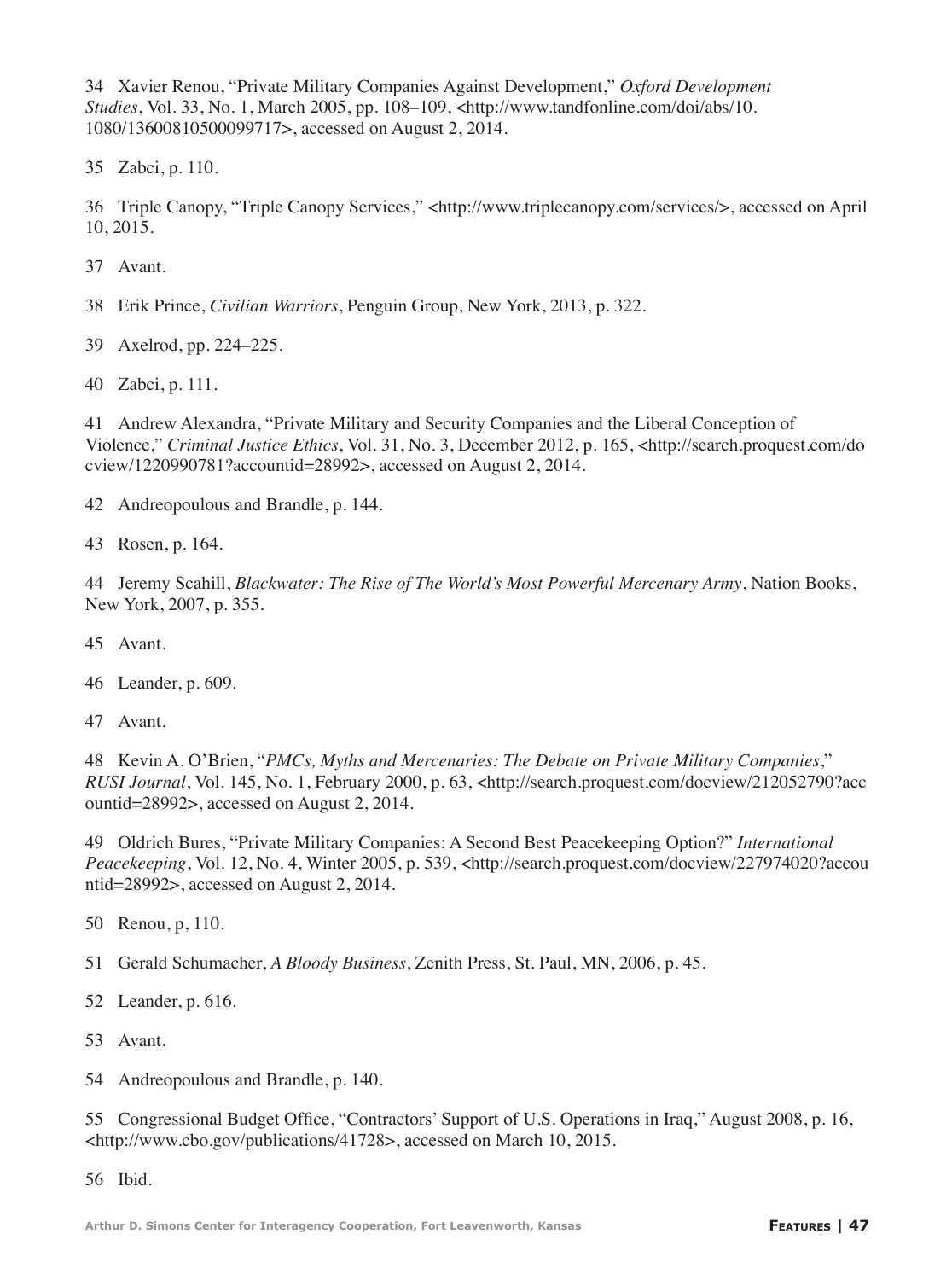34 Xavier Renou, "Private Military Companies Against Development," *Oxford Development Studies*, Vol. 33, No. 1, March 2005, pp. 108–109, <http://www.tandfonline.com/doi/abs/10.1080/13600810500099717>, accessed on August 2, 2014.

35 Zabci, p. 110.

36 Triple Canopy, "Triple Canopy Services," <http://www.triplecanopy.com/services/>, accessed on April 10, 2015.

37 Avant.

38 Erik Prince, *Civilian Warriors*, Penguin Group, New York, 2013, p. 322.

39 Axelrod, pp. 224–225.

40 Zabci, p. 111.

41 Andrew Alexandra, "Private Military and Security Companies and the Liberal Conception of Violence," *Criminal Justice Ethics*, Vol. 31, No. 3, December 2012, p. 165, <http://search.proquest.com/docview/1220990781?accountid=28992>, accessed on August 2, 2014.

42 Andreopoulous and Brandle, p. 144.

43 Rosen, p. 164.

44 Jeremy Scahill, *Blackwater: The Rise of The World's Most Powerful Mercenary Army*, Nation Books, New York, 2007, p. 355.

45 Avant.

46 Leander, p. 609.

47 Avant.

48 Kevin A. O'Brien, "*PMCs, Myths and Mercenaries: The Debate on Private Military Companies*," *RUSI Journal*, Vol. 145, No. 1, February 2000, p. 63, <http://search.proquest.com/docview/212052790?accountid=28992>, accessed on August 2, 2014.

49 Oldrich Bures, "Private Military Companies: A Second Best Peacekeeping Option?" *International Peacekeeping*, Vol. 12, No. 4, Winter 2005, p. 539, <http://search.proquest.com/docview/227974020?accountid=28992>, accessed on August 2, 2014.

50 Renou, p, 110.

51 Gerald Schumacher, *A Bloody Business*, Zenith Press, St. Paul, MN, 2006, p. 45.

52 Leander, p. 616.

53 Avant.

54 Andreopoulous and Brandle, p. 140.

55 Congressional Budget Office, "Contractors' Support of U.S. Operations in Iraq," August 2008, p. 16, <http://www.cbo.gov/publications/41728>, accessed on March 10, 2015.

56 Ibid.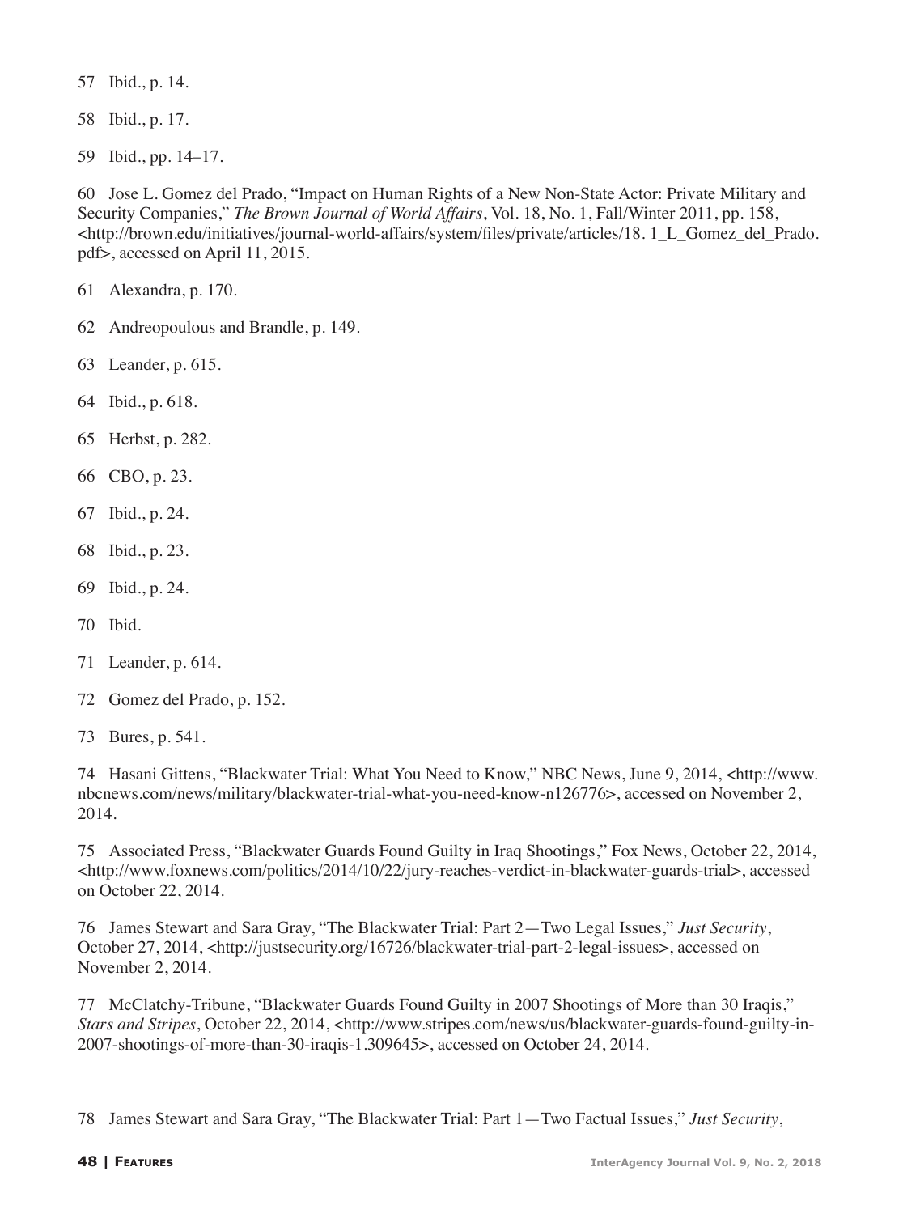57 Ibid., p. 14.

58 Ibid., p. 17.

59 Ibid., pp. 14–17.

60 Jose L. Gomez del Prado, "Impact on Human Rights of a New Non-State Actor: Private Military and Security Companies," *The Brown Journal of World Affairs*, Vol. 18, No. 1, Fall/Winter 2011, pp. 158, <http://brown.edu/initiatives/journal-world-affairs/system/files/private/articles/18. 1_L_Gomez_del_Prado.pdf>, accessed on April 11, 2015.

61 Alexandra, p. 170.

62 Andreopoulous and Brandle, p. 149.

63 Leander, p. 615.

64 Ibid., p. 618.

65 Herbst, p. 282.

66 CBO, p. 23.

67 Ibid., p. 24.

68 Ibid., p. 23.

69 Ibid., p. 24.

70 Ibid.

71 Leander, p. 614.

72 Gomez del Prado, p. 152.

73 Bures, p. 541.

74 Hasani Gittens, "Blackwater Trial: What You Need to Know," NBC News, June 9, 2014, <http://www.nbcnews.com/news/military/blackwater-trial-what-you-need-know-n126776>, accessed on November 2, 2014.

75 Associated Press, "Blackwater Guards Found Guilty in Iraq Shootings," Fox News, October 22, 2014, <http://www.foxnews.com/politics/2014/10/22/jury-reaches-verdict-in-blackwater-guards-trial>, accessed on October 22, 2014.

76 James Stewart and Sara Gray, "The Blackwater Trial: Part 2—Two Legal Issues," *Just Security*, October 27, 2014, <http://justsecurity.org/16726/blackwater-trial-part-2-legal-issues>, accessed on November 2, 2014.

77 McClatchy-Tribune, "Blackwater Guards Found Guilty in 2007 Shootings of More than 30 Iraqis," *Stars and Stripes*, October 22, 2014, <http://www.stripes.com/news/us/blackwater-guards-found-guilty-in-2007-shootings-of-more-than-30-iraqis-1.309645>, accessed on October 24, 2014.

78 James Stewart and Sara Gray, "The Blackwater Trial: Part 1—Two Factual Issues," *Just Security*,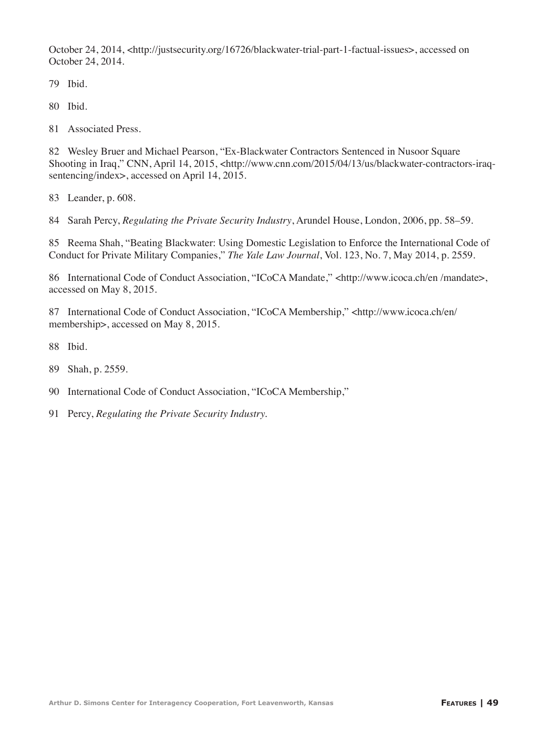October 24, 2014, <http://justsecurity.org/16726/blackwater-trial-part-1-factual-issues>, accessed on October 24, 2014.

79 Ibid.

80 Ibid.

81 Associated Press.

82 Wesley Bruer and Michael Pearson, "Ex-Blackwater Contractors Sentenced in Nusoor Square Shooting in Iraq," CNN, April 14, 2015, <http://www.cnn.com/2015/04/13/us/blackwater-contractors-iraq-sentencing/index>, accessed on April 14, 2015.

83 Leander, p. 608.

84 Sarah Percy, *Regulating the Private Security Industry*, Arundel House, London, 2006, pp. 58–59.

85 Reema Shah, "Beating Blackwater: Using Domestic Legislation to Enforce the International Code of Conduct for Private Military Companies," *The Yale Law Journal*, Vol. 123, No. 7, May 2014, p. 2559.

86 International Code of Conduct Association, "ICoCA Mandate," <http://www.icoca.ch/en /mandate>, accessed on May 8, 2015.

87 International Code of Conduct Association, "ICoCA Membership," <http://www.icoca.ch/en/membership>, accessed on May 8, 2015.

88 Ibid.

89 Shah, p. 2559.

90 International Code of Conduct Association, "ICoCA Membership,"

91 Percy, *Regulating the Private Security Industry.*